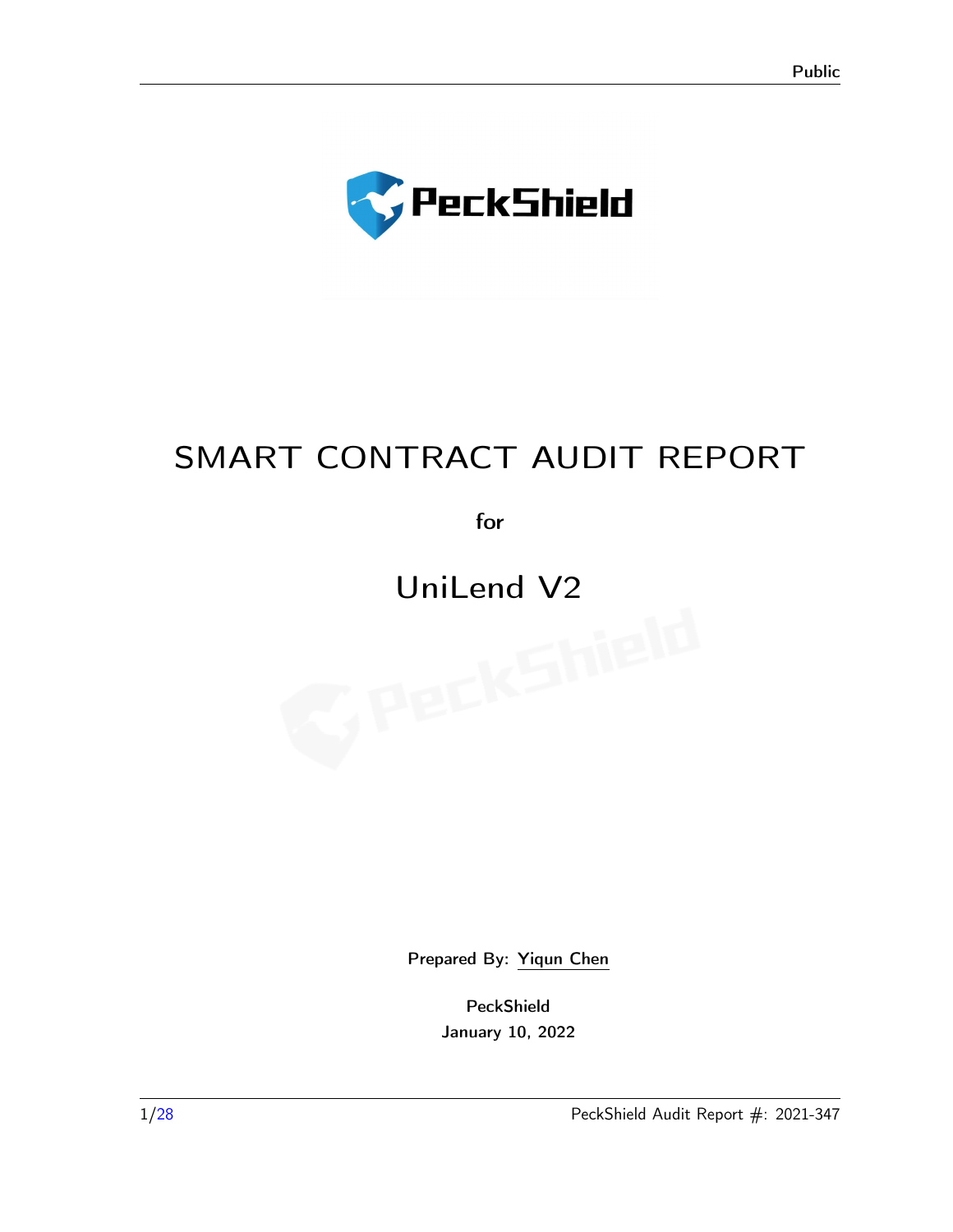# SMART CONTRACT AUDIT REPORT

for

# UniLend V2

Prepared By: Yiqun Chen

PeckShield

January 10, 2022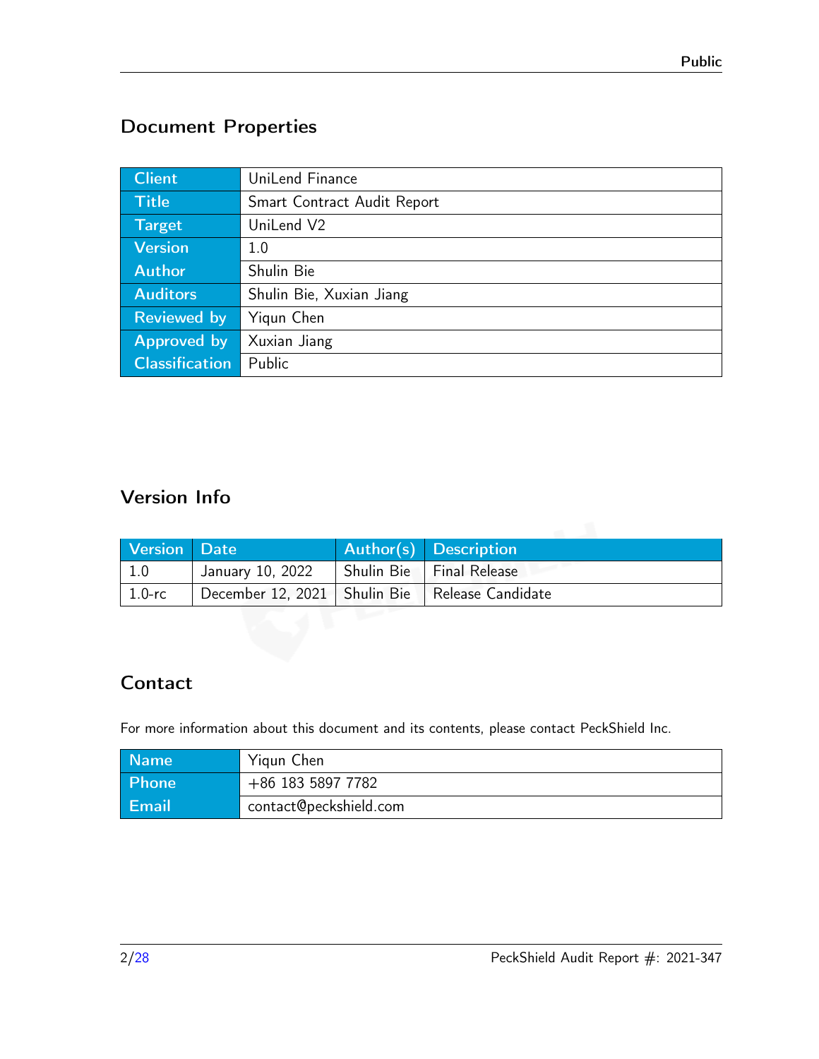## Document Properties

| Client | UniLend Finance |
|---|---|
| Title | Smart Contract Audit Report |
| Target | UniLend V2 |
| Version | 1.0 |
| Author | Shulin Bie |
| Auditors | Shulin Bie, Xuxian Jiang |
| Reviewed by | Yiqun Chen |
| Approved by | Xuxian Jiang |
| Classification | Public |

## Version Info

| Version | Date | Author(s) | Description |
|---|---|---|---|
| 1.0 | January 10, 2022 | Shulin Bie | Final Release |
| 1.0-rc | December 12, 2021 | Shulin Bie | Release Candidate |

## Contact

For more information about this document and its contents, please contact PeckShield Inc.

| Name | Yiqun Chen |
|---|---|
| Phone | +86 183 5897 7782 |
| Email | contact@peckshield.com |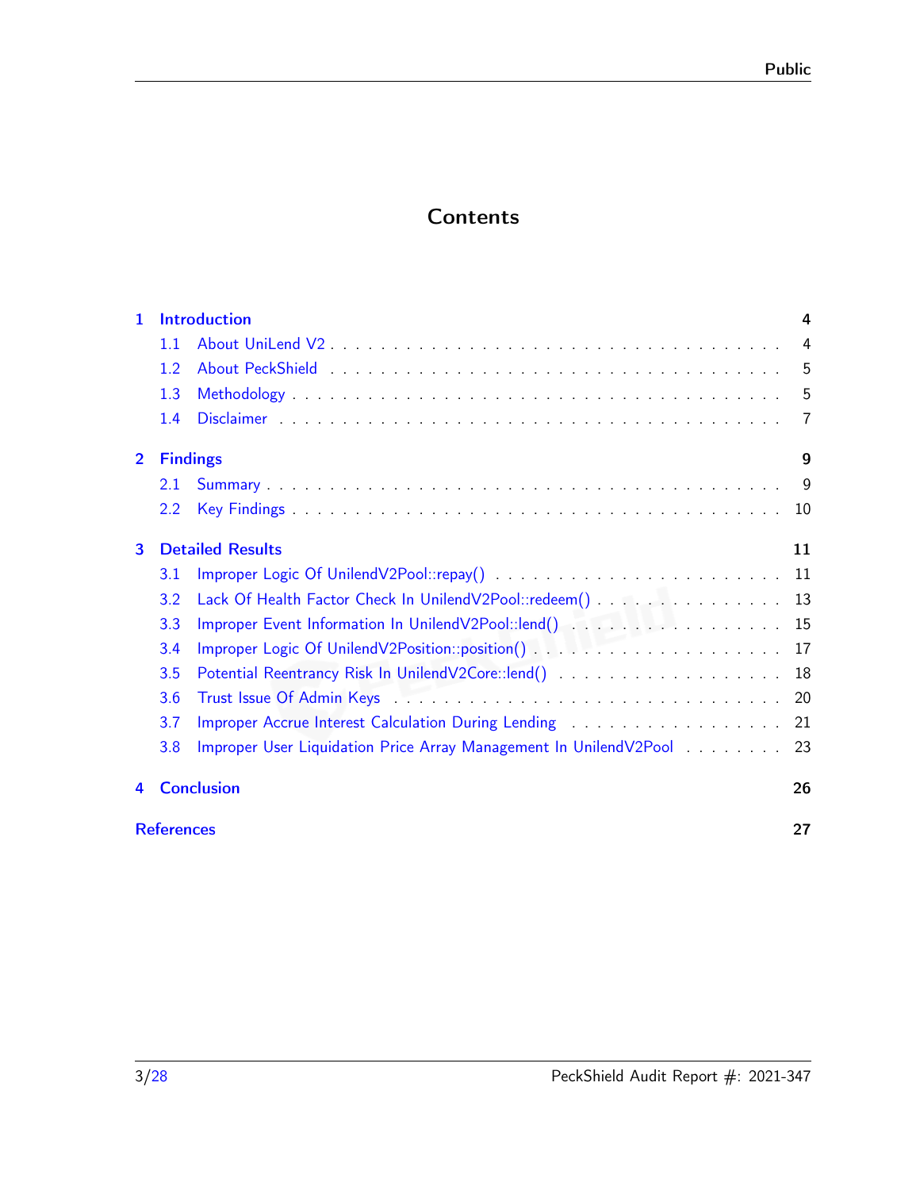# Contents

1 Introduction 4
  - 1.1 About UniLend V2 4
  - 1.2 About PeckShield 5
  - 1.3 Methodology 5
  - 1.4 Disclaimer 7

2 Findings 9
  - 2.1 Summary 9
  - 2.2 Key Findings 10

3 Detailed Results 11
  - 3.1 Improper Logic Of UnilendV2Pool::repay() 11
  - 3.2 Lack Of Health Factor Check In UnilendV2Pool::redeem() 13
  - 3.3 Improper Event Information In UnilendV2Pool::lend() 15
  - 3.4 Improper Logic Of UnilendV2Position::position() 17
  - 3.5 Potential Reentrancy Risk In UnilendV2Core::lend() 18
  - 3.6 Trust Issue Of Admin Keys 20
  - 3.7 Improper Accrue Interest Calculation During Lending 21
  - 3.8 Improper User Liquidation Price Array Management In UnilendV2Pool 23

4 Conclusion 26

References 27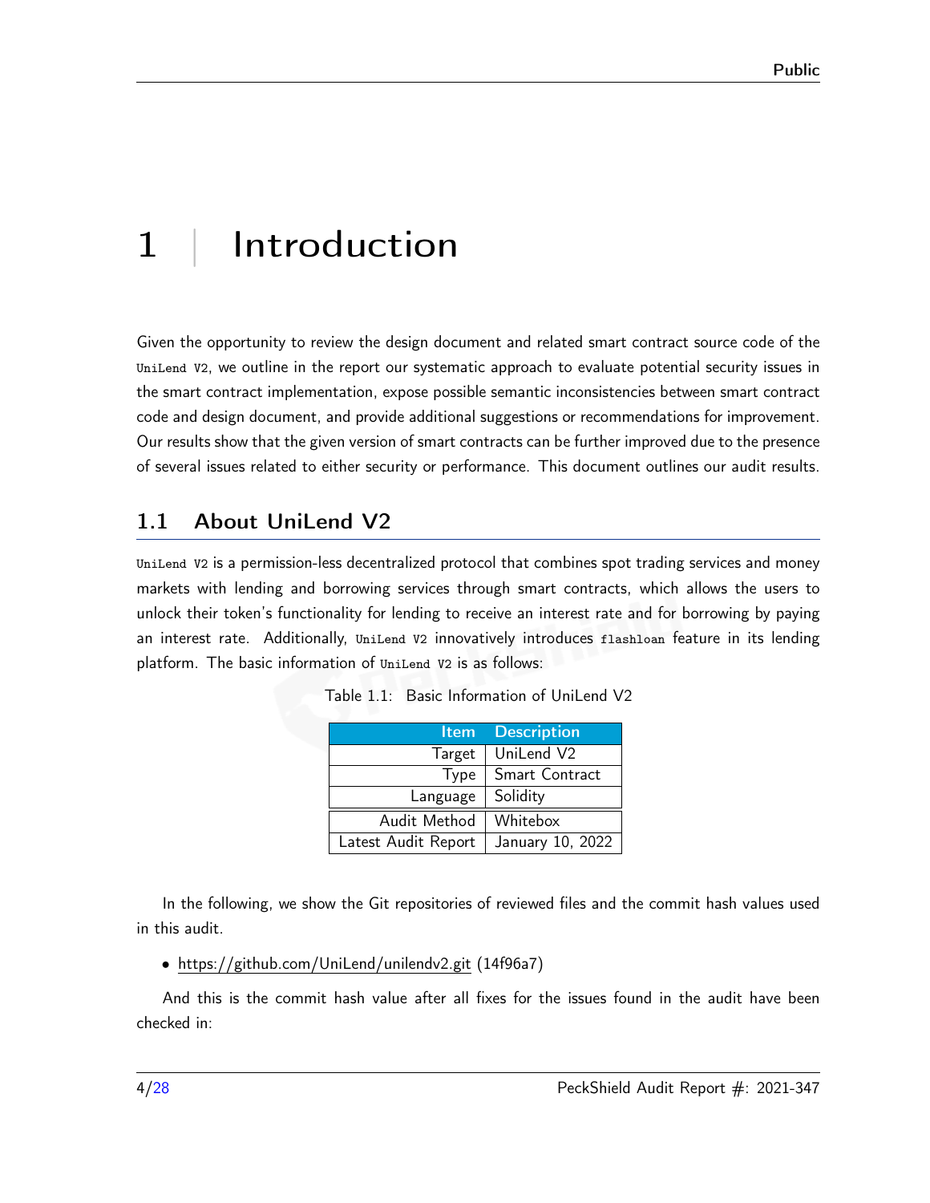# 1 | Introduction

Given the opportunity to review the design document and related smart contract source code of the `UniLend V2`, we outline in the report our systematic approach to evaluate potential security issues in the smart contract implementation, expose possible semantic inconsistencies between smart contract code and design document, and provide additional suggestions or recommendations for improvement. Our results show that the given version of smart contracts can be further improved due to the presence of several issues related to either security or performance. This document outlines our audit results.

## 1.1 About UniLend V2

`UniLend V2` is a permission-less decentralized protocol that combines spot trading services and money markets with lending and borrowing services through smart contracts, which allows the users to unlock their token's functionality for lending to receive an interest rate and for borrowing by paying an interest rate. Additionally, `UniLend V2` innovatively introduces `flashloan` feature in its lending platform. The basic information of `UniLend V2` is as follows:

Table 1.1: Basic Information of UniLend V2

| Item | Description |
| --- | --- |
| Target | UniLend V2 |
| Type | Smart Contract |
| Language | Solidity |
| Audit Method | Whitebox |
| Latest Audit Report | January 10, 2022 |

In the following, we show the Git repositories of reviewed files and the commit hash values used in this audit.

- https://github.com/UniLend/unilendv2.git (14f96a7)

And this is the commit hash value after all fixes for the issues found in the audit have been checked in: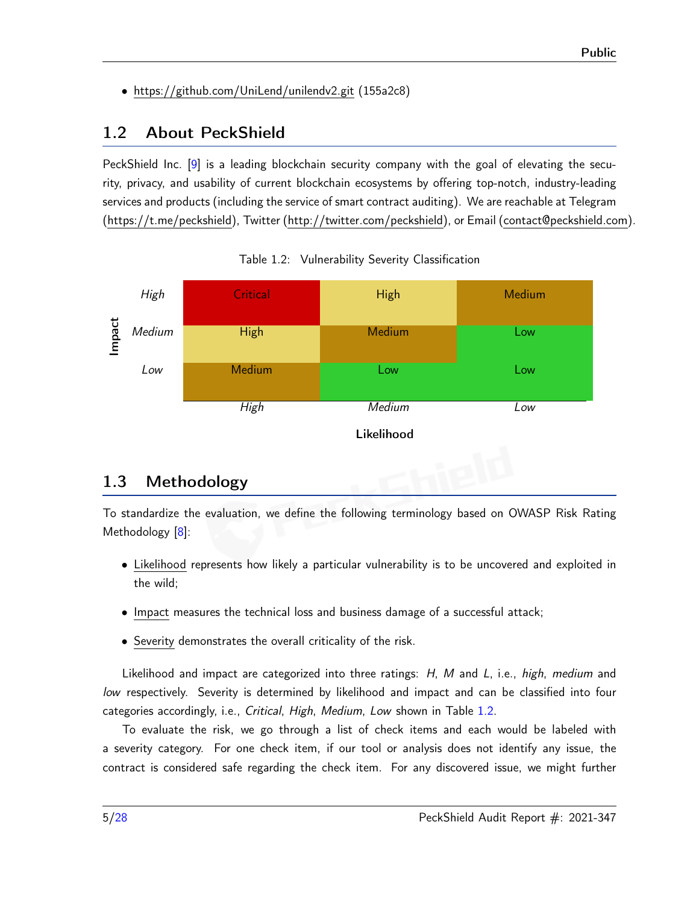- https://github.com/UniLend/unilendv2.git (155a2c8)

## 1.2 About PeckShield

PeckShield Inc. [9] is a leading blockchain security company with the goal of elevating the security, privacy, and usability of current blockchain ecosystems by offering top-notch, industry-leading services and products (including the service of smart contract auditing). We are reachable at Telegram (https://t.me/peckshield), Twitter (http://twitter.com/peckshield), or Email (contact@peckshield.com).

Table 1.2: Vulnerability Severity Classification

| Impact \ Likelihood | *High* | *Medium* | *Low* |
|---|---|---|---|
| *High* | Critical | High | Medium |
| *Medium* | High | Medium | Low |
| *Low* | Medium | Low | Low |

## 1.3 Methodology

To standardize the evaluation, we define the following terminology based on OWASP Risk Rating Methodology [8]:

- Likelihood represents how likely a particular vulnerability is to be uncovered and exploited in the wild;
- Impact measures the technical loss and business damage of a successful attack;
- Severity demonstrates the overall criticality of the risk.

Likelihood and impact are categorized into three ratings: *H*, *M* and *L*, i.e., *high*, *medium* and *low* respectively. Severity is determined by likelihood and impact and can be classified into four categories accordingly, i.e., *Critical*, *High*, *Medium*, *Low* shown in Table 1.2.

To evaluate the risk, we go through a list of check items and each would be labeled with a severity category. For one check item, if our tool or analysis does not identify any issue, the contract is considered safe regarding the check item. For any discovered issue, we might further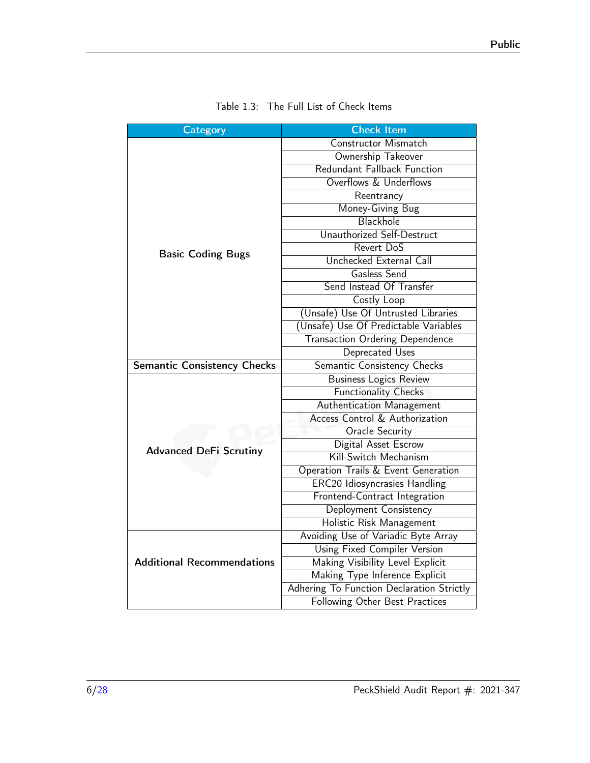Table 1.3: The Full List of Check Items

| Category | Check Item |
| --- | --- |
| **Basic Coding Bugs** | Constructor Mismatch |
| | Ownership Takeover |
| | Redundant Fallback Function |
| | Overflows & Underflows |
| | Reentrancy |
| | Money-Giving Bug |
| | Blackhole |
| | Unauthorized Self-Destruct |
| | Revert DoS |
| | Unchecked External Call |
| | Gasless Send |
| | Send Instead Of Transfer |
| | Costly Loop |
| | (Unsafe) Use Of Untrusted Libraries |
| | (Unsafe) Use Of Predictable Variables |
| | Transaction Ordering Dependence |
| | Deprecated Uses |
| **Semantic Consistency Checks** | Semantic Consistency Checks |
| **Advanced DeFi Scrutiny** | Business Logics Review |
| | Functionality Checks |
| | Authentication Management |
| | Access Control & Authorization |
| | Oracle Security |
| | Digital Asset Escrow |
| | Kill-Switch Mechanism |
| | Operation Trails & Event Generation |
| | ERC20 Idiosyncrasies Handling |
| | Frontend-Contract Integration |
| | Deployment Consistency |
| | Holistic Risk Management |
| **Additional Recommendations** | Avoiding Use of Variadic Byte Array |
| | Using Fixed Compiler Version |
| | Making Visibility Level Explicit |
| | Making Type Inference Explicit |
| | Adhering To Function Declaration Strictly |
| | Following Other Best Practices |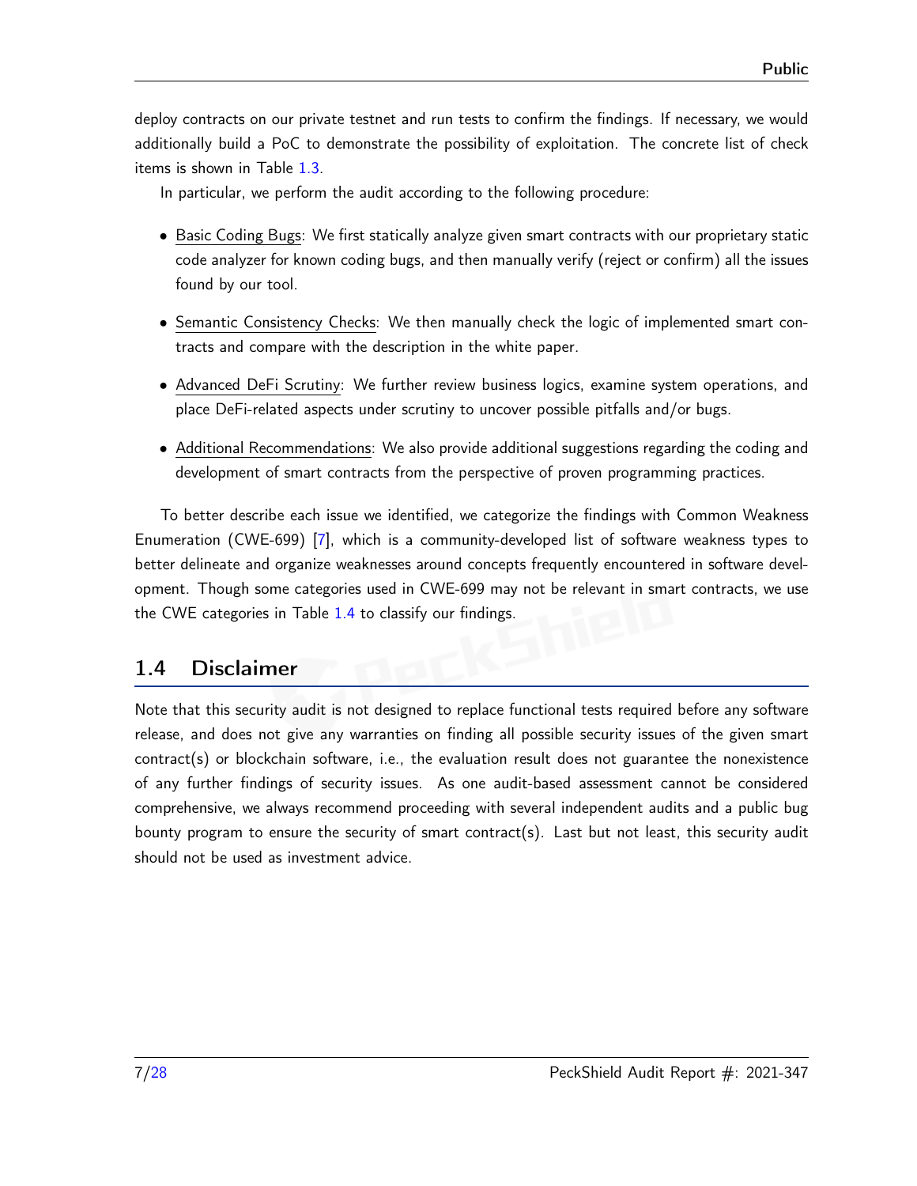deploy contracts on our private testnet and run tests to confirm the findings. If necessary, we would additionally build a PoC to demonstrate the possibility of exploitation. The concrete list of check items is shown in Table 1.3.

In particular, we perform the audit according to the following procedure:

- Basic Coding Bugs: We first statically analyze given smart contracts with our proprietary static code analyzer for known coding bugs, and then manually verify (reject or confirm) all the issues found by our tool.
- Semantic Consistency Checks: We then manually check the logic of implemented smart contracts and compare with the description in the white paper.
- Advanced DeFi Scrutiny: We further review business logics, examine system operations, and place DeFi-related aspects under scrutiny to uncover possible pitfalls and/or bugs.
- Additional Recommendations: We also provide additional suggestions regarding the coding and development of smart contracts from the perspective of proven programming practices.

To better describe each issue we identified, we categorize the findings with Common Weakness Enumeration (CWE-699) [7], which is a community-developed list of software weakness types to better delineate and organize weaknesses around concepts frequently encountered in software development. Though some categories used in CWE-699 may not be relevant in smart contracts, we use the CWE categories in Table 1.4 to classify our findings.

## 1.4 Disclaimer

Note that this security audit is not designed to replace functional tests required before any software release, and does not give any warranties on finding all possible security issues of the given smart contract(s) or blockchain software, i.e., the evaluation result does not guarantee the nonexistence of any further findings of security issues. As one audit-based assessment cannot be considered comprehensive, we always recommend proceeding with several independent audits and a public bug bounty program to ensure the security of smart contract(s). Last but not least, this security audit should not be used as investment advice.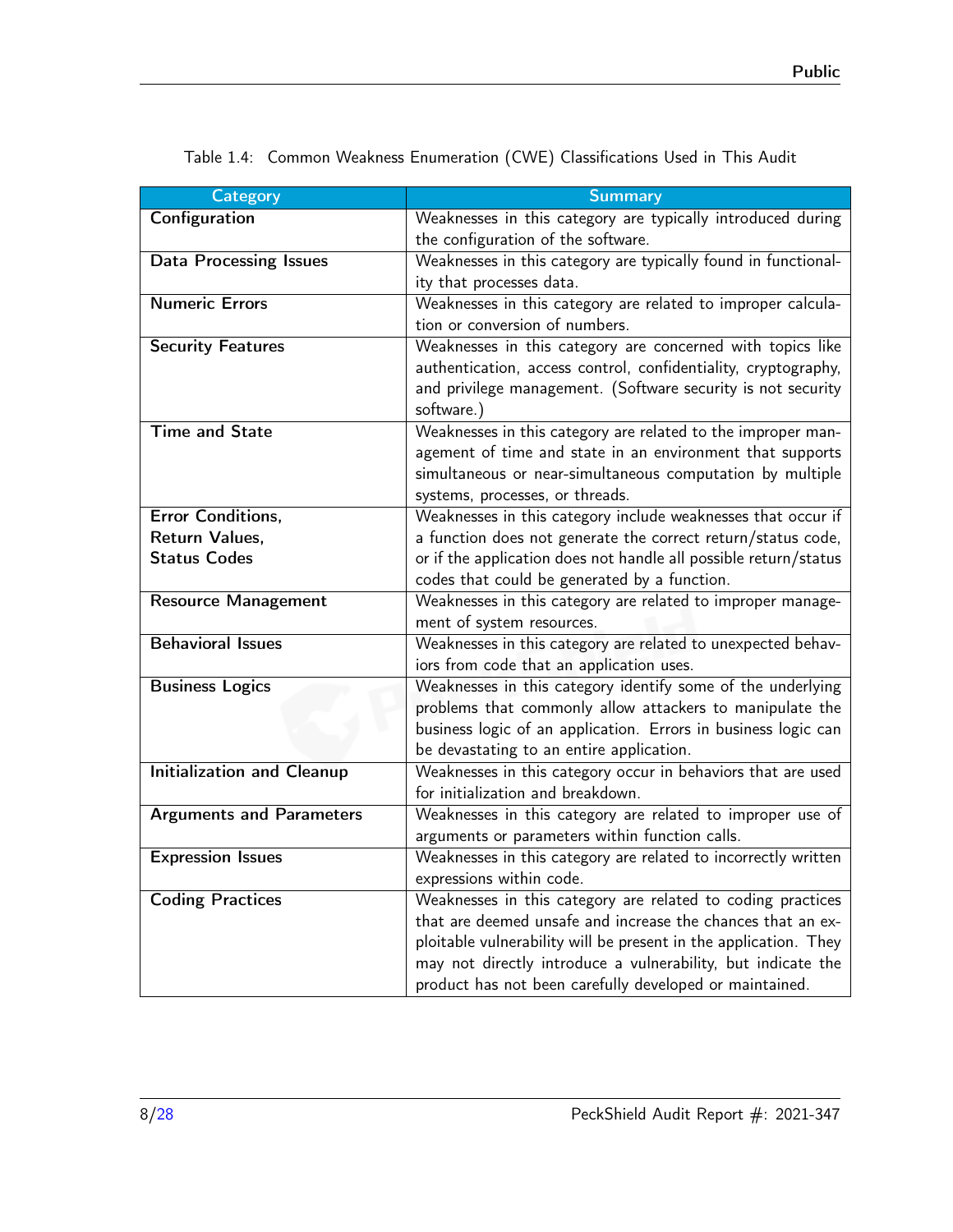Table 1.4: Common Weakness Enumeration (CWE) Classifications Used in This Audit

| Category | Summary |
| --- | --- |
| **Configuration** | Weaknesses in this category are typically introduced during the configuration of the software. |
| **Data Processing Issues** | Weaknesses in this category are typically found in functionality that processes data. |
| **Numeric Errors** | Weaknesses in this category are related to improper calculation or conversion of numbers. |
| **Security Features** | Weaknesses in this category are concerned with topics like authentication, access control, confidentiality, cryptography, and privilege management. (Software security is not security software.) |
| **Time and State** | Weaknesses in this category are related to the improper management of time and state in an environment that supports simultaneous or near-simultaneous computation by multiple systems, processes, or threads. |
| **Error Conditions, Return Values, Status Codes** | Weaknesses in this category include weaknesses that occur if a function does not generate the correct return/status code, or if the application does not handle all possible return/status codes that could be generated by a function. |
| **Resource Management** | Weaknesses in this category are related to improper management of system resources. |
| **Behavioral Issues** | Weaknesses in this category are related to unexpected behaviors from code that an application uses. |
| **Business Logics** | Weaknesses in this category identify some of the underlying problems that commonly allow attackers to manipulate the business logic of an application. Errors in business logic can be devastating to an entire application. |
| **Initialization and Cleanup** | Weaknesses in this category occur in behaviors that are used for initialization and breakdown. |
| **Arguments and Parameters** | Weaknesses in this category are related to improper use of arguments or parameters within function calls. |
| **Expression Issues** | Weaknesses in this category are related to incorrectly written expressions within code. |
| **Coding Practices** | Weaknesses in this category are related to coding practices that are deemed unsafe and increase the chances that an exploitable vulnerability will be present in the application. They may not directly introduce a vulnerability, but indicate the product has not been carefully developed or maintained. |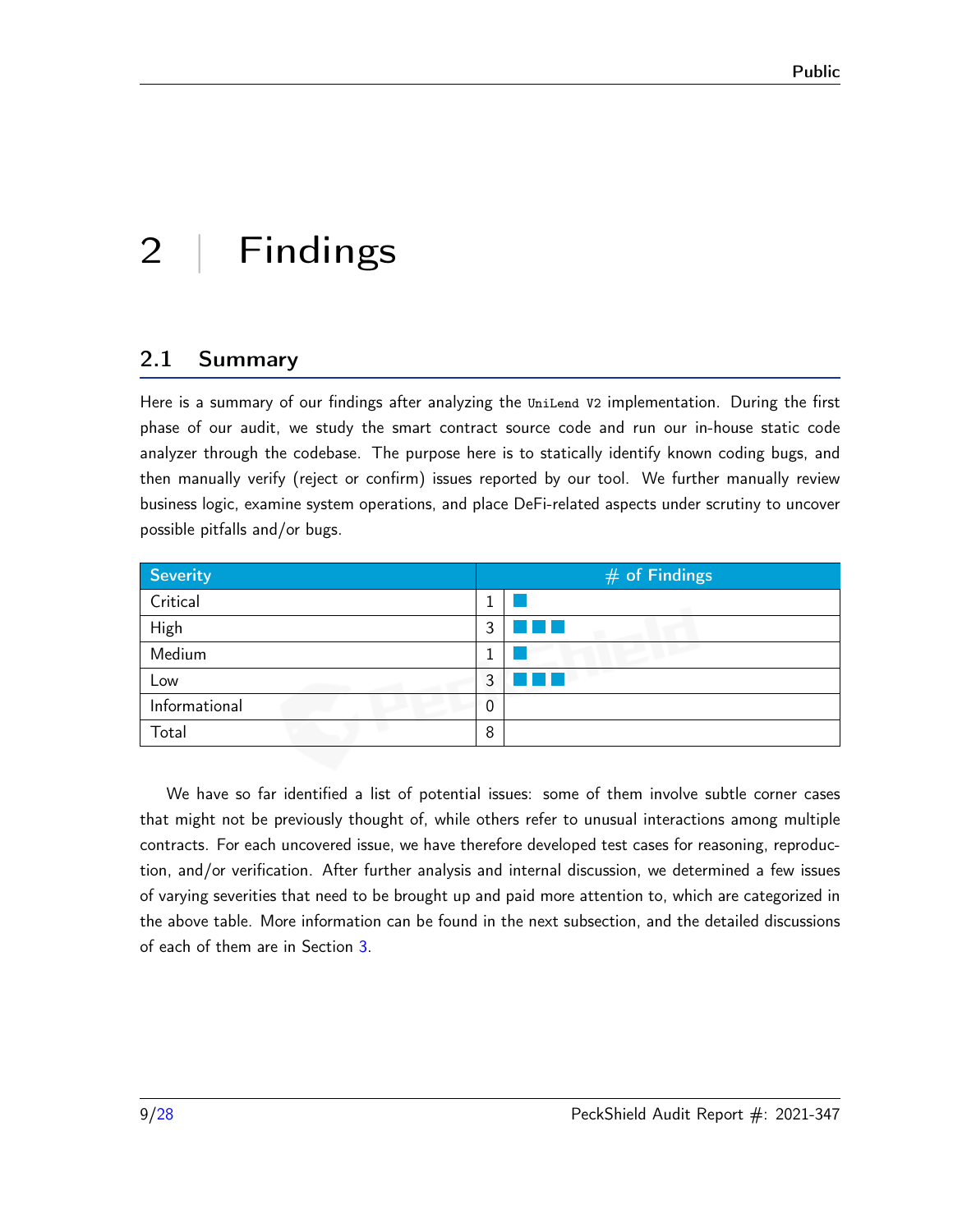# 2 | Findings

## 2.1 Summary

Here is a summary of our findings after analyzing the UniLend V2 implementation. During the first phase of our audit, we study the smart contract source code and run our in-house static code analyzer through the codebase. The purpose here is to statically identify known coding bugs, and then manually verify (reject or confirm) issues reported by our tool. We further manually review business logic, examine system operations, and place DeFi-related aspects under scrutiny to uncover possible pitfalls and/or bugs.

| Severity | # of Findings |
| --- | --- |
| Critical | 1 |
| High | 3 |
| Medium | 1 |
| Low | 3 |
| Informational | 0 |
| Total | 8 |

We have so far identified a list of potential issues: some of them involve subtle corner cases that might not be previously thought of, while others refer to unusual interactions among multiple contracts. For each uncovered issue, we have therefore developed test cases for reasoning, reproduction, and/or verification. After further analysis and internal discussion, we determined a few issues of varying severities that need to be brought up and paid more attention to, which are categorized in the above table. More information can be found in the next subsection, and the detailed discussions of each of them are in Section 3.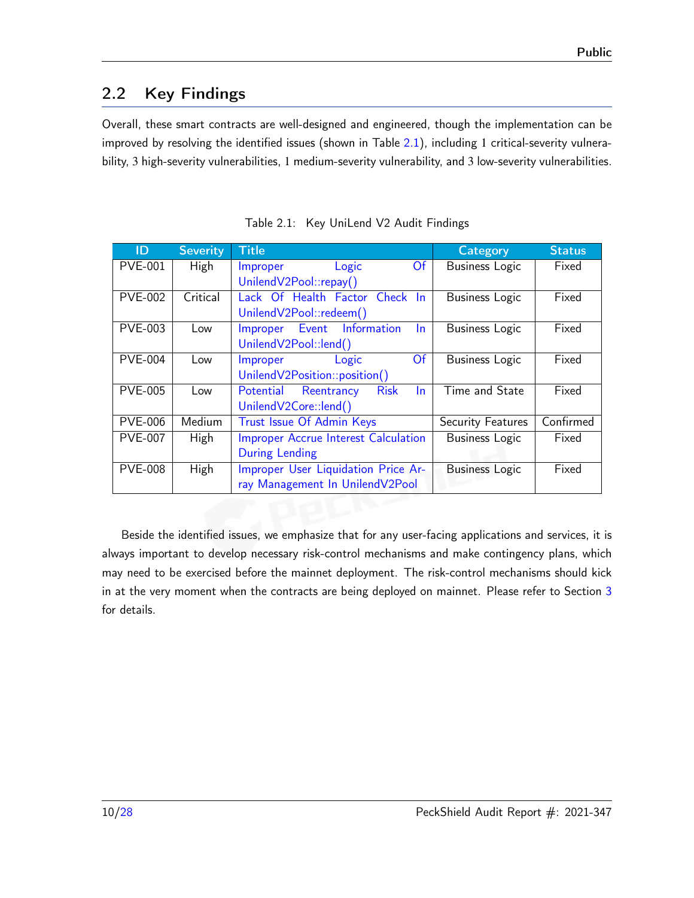## 2.2 Key Findings

Overall, these smart contracts are well-designed and engineered, though the implementation can be improved by resolving the identified issues (shown in Table 2.1), including 1 critical-severity vulnerability, 3 high-severity vulnerabilities, 1 medium-severity vulnerability, and 3 low-severity vulnerabilities.

Table 2.1: Key UniLend V2 Audit Findings

| ID | Severity | Title | Category | Status |
|---|---|---|---|---|
| PVE-001 | High | Improper Logic Of UnilendV2Pool::repay() | Business Logic | Fixed |
| PVE-002 | Critical | Lack Of Health Factor Check In UnilendV2Pool::redeem() | Business Logic | Fixed |
| PVE-003 | Low | Improper Event Information In UnilendV2Pool::lend() | Business Logic | Fixed |
| PVE-004 | Low | Improper Logic Of UnilendV2Position::position() | Business Logic | Fixed |
| PVE-005 | Low | Potential Reentrancy Risk In UnilendV2Core::lend() | Time and State | Fixed |
| PVE-006 | Medium | Trust Issue Of Admin Keys | Security Features | Confirmed |
| PVE-007 | High | Improper Accrue Interest Calculation During Lending | Business Logic | Fixed |
| PVE-008 | High | Improper User Liquidation Price Array Management In UnilendV2Pool | Business Logic | Fixed |

Beside the identified issues, we emphasize that for any user-facing applications and services, it is always important to develop necessary risk-control mechanisms and make contingency plans, which may need to be exercised before the mainnet deployment. The risk-control mechanisms should kick in at the very moment when the contracts are being deployed on mainnet. Please refer to Section 3 for details.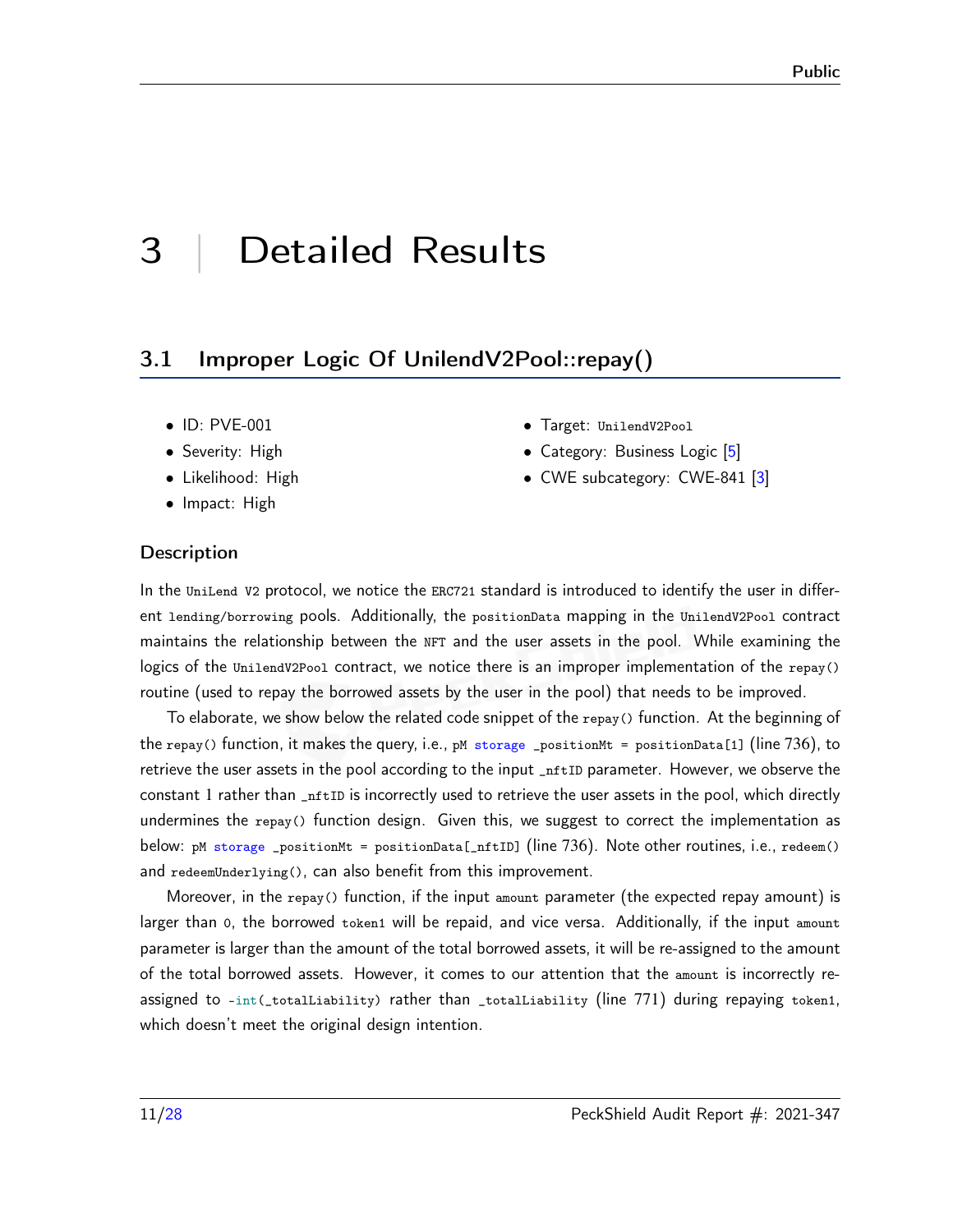# 3 | Detailed Results

## 3.1 Improper Logic Of UnilendV2Pool::repay()

- ID: PVE-001
- Severity: High
- Likelihood: High
- Impact: High
- Target: `UnilendV2Pool`
- Category: Business Logic [5]
- CWE subcategory: CWE-841 [3]

### Description

In the `UniLend V2` protocol, we notice the `ERC721` standard is introduced to identify the user in different `lending/borrowing` pools. Additionally, the `positionData` mapping in the `UnilendV2Pool` contract maintains the relationship between the `NFT` and the user assets in the pool. While examining the logics of the `UnilendV2Pool` contract, we notice there is an improper implementation of the `repay()` routine (used to repay the borrowed assets by the user in the pool) that needs to be improved.

To elaborate, we show below the related code snippet of the `repay()` function. At the beginning of the `repay()` function, it makes the query, i.e., `pM storage _positionMt = positionData[1]` (line 736), to retrieve the user assets in the pool according to the input `_nftID` parameter. However, we observe the constant 1 rather than `_nftID` is incorrectly used to retrieve the user assets in the pool, which directly undermines the `repay()` function design. Given this, we suggest to correct the implementation as below: `pM storage _positionMt = positionData[_nftID]` (line 736). Note other routines, i.e., `redeem()` and `redeemUnderlying()`, can also benefit from this improvement.

Moreover, in the `repay()` function, if the input `amount` parameter (the expected repay amount) is larger than `0`, the borrowed `token1` will be repaid, and vice versa. Additionally, if the input `amount` parameter is larger than the amount of the total borrowed assets, it will be re-assigned to the amount of the total borrowed assets. However, it comes to our attention that the `amount` is incorrectly re-assigned to `-int(_totalLiability)` rather than `_totalLiability` (line 771) during repaying `token1`, which doesn't meet the original design intention.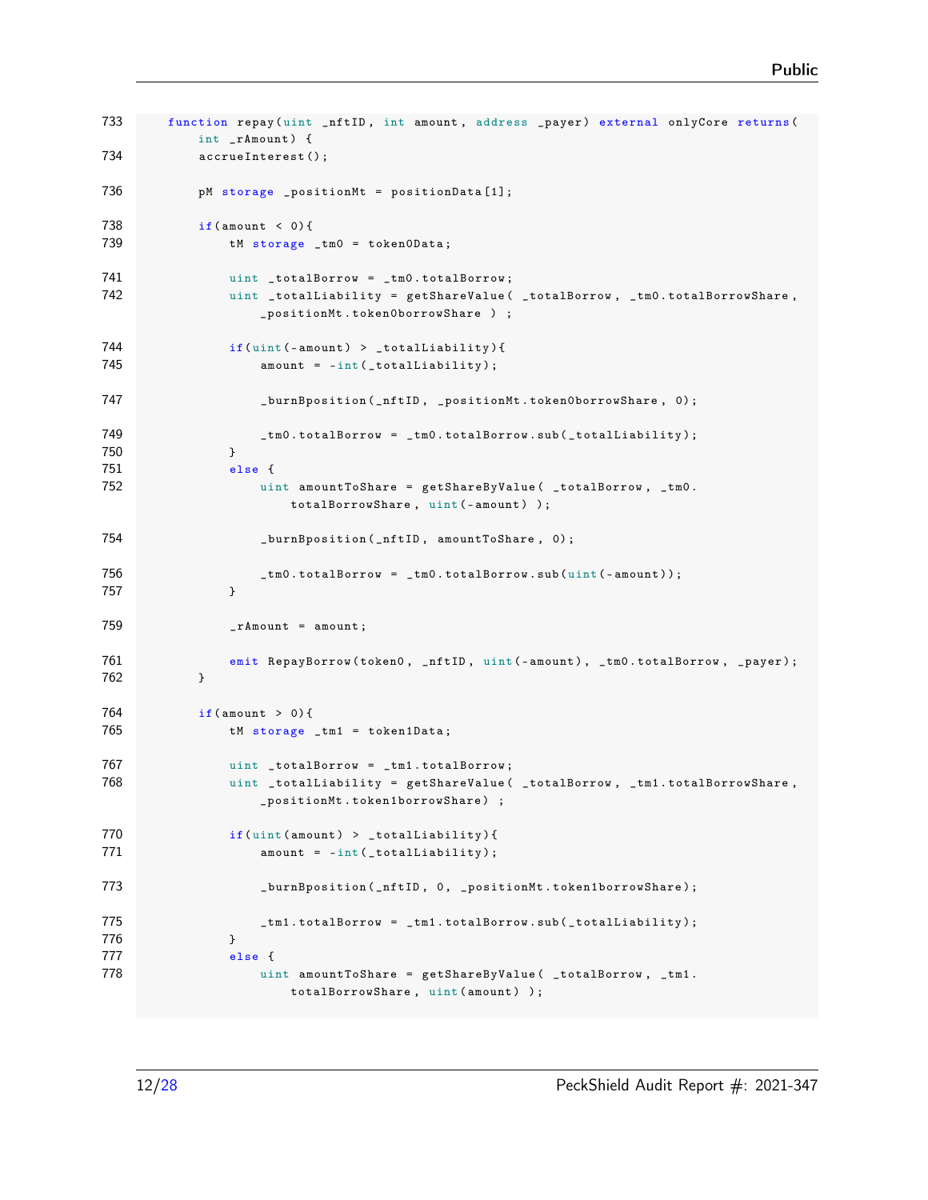```
733     function repay(uint _nftID, int amount, address _payer) external onlyCore returns(
            int _rAmount) {
734         accrueInterest();

736         pM storage _positionMt = positionData[1];

738         if(amount < 0){
739             tM storage _tm0 = token0Data;

741             uint _totalBorrow = _tm0.totalBorrow;
742             uint _totalLiability = getShareValue( _totalBorrow, _tm0.totalBorrowShare,
                    _positionMt.token0borrowShare ) ;

744             if(uint(-amount) > _totalLiability){
745                 amount = -int(_totalLiability);

747                 _burnBposition(_nftID, _positionMt.token0borrowShare, 0);

749                 _tm0.totalBorrow = _tm0.totalBorrow.sub(_totalLiability);
750             }
751             else {
752                 uint amountToShare = getShareByValue( _totalBorrow, _tm0.
                        totalBorrowShare, uint(-amount) );

754                 _burnBposition(_nftID, amountToShare, 0);

756                 _tm0.totalBorrow = _tm0.totalBorrow.sub(uint(-amount));
757             }

759             _rAmount = amount;

761             emit RepayBorrow(token0, _nftID, uint(-amount), _tm0.totalBorrow, _payer);
762         }

764         if(amount > 0){
765             tM storage _tm1 = token1Data;

767             uint _totalBorrow = _tm1.totalBorrow;
768             uint _totalLiability = getShareValue( _totalBorrow, _tm1.totalBorrowShare,
                    _positionMt.token1borrowShare) ;

770             if(uint(amount) > _totalLiability){
771                 amount = -int(_totalLiability);

773                 _burnBposition(_nftID, 0, _positionMt.token1borrowShare);

775                 _tm1.totalBorrow = _tm1.totalBorrow.sub(_totalLiability);
776             }
777             else {
778                 uint amountToShare = getShareByValue( _totalBorrow, _tm1.
                        totalBorrowShare, uint(amount) );
```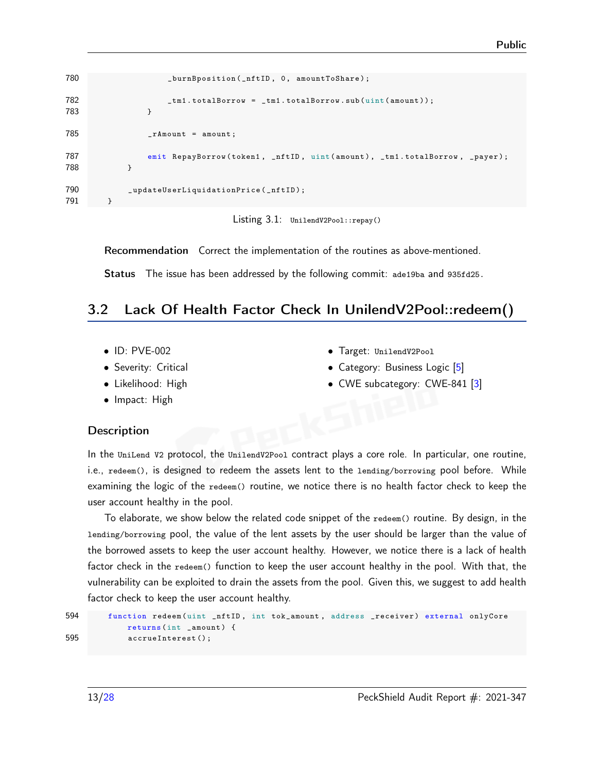```
780                 _burnBposition(_nftID, 0, amountToShare);

782                 _tm1.totalBorrow = _tm1.totalBorrow.sub(uint(amount));
783             }

785             _rAmount = amount;

787             emit RepayBorrow(token1, _nftID, uint(amount), _tm1.totalBorrow, _payer);
788         }

790         _updateUserLiquidationPrice(_nftID);
791     }
```

Listing 3.1: `UnilendV2Pool::repay()`

**Recommendation** Correct the implementation of the routines as above-mentioned.

**Status** The issue has been addressed by the following commit: `ade19ba` and `935fd25`.

## 3.2 Lack Of Health Factor Check In UnilendV2Pool::redeem()

- ID: PVE-002
- Severity: Critical
- Likelihood: High
- Impact: High
- Target: `UnilendV2Pool`
- Category: Business Logic [5]
- CWE subcategory: CWE-841 [3]

### Description

In the `UniLend V2` protocol, the `UnilendV2Pool` contract plays a core role. In particular, one routine, i.e., `redeem()`, is designed to redeem the assets lent to the `lending/borrowing` pool before. While examining the logic of the `redeem()` routine, we notice there is no health factor check to keep the user account healthy in the pool.

To elaborate, we show below the related code snippet of the `redeem()` routine. By design, in the `lending/borrowing` pool, the value of the lent assets by the user should be larger than the value of the borrowed assets to keep the user account healthy. However, we notice there is a lack of health factor check in the `redeem()` function to keep the user account healthy in the pool. With that, the vulnerability can be exploited to drain the assets from the pool. Given this, we suggest to add health factor check to keep the user account healthy.

```
594     function redeem(uint _nftID, int tok_amount, address _receiver) external onlyCore
            returns(int _amount) {
595         accrueInterest();
```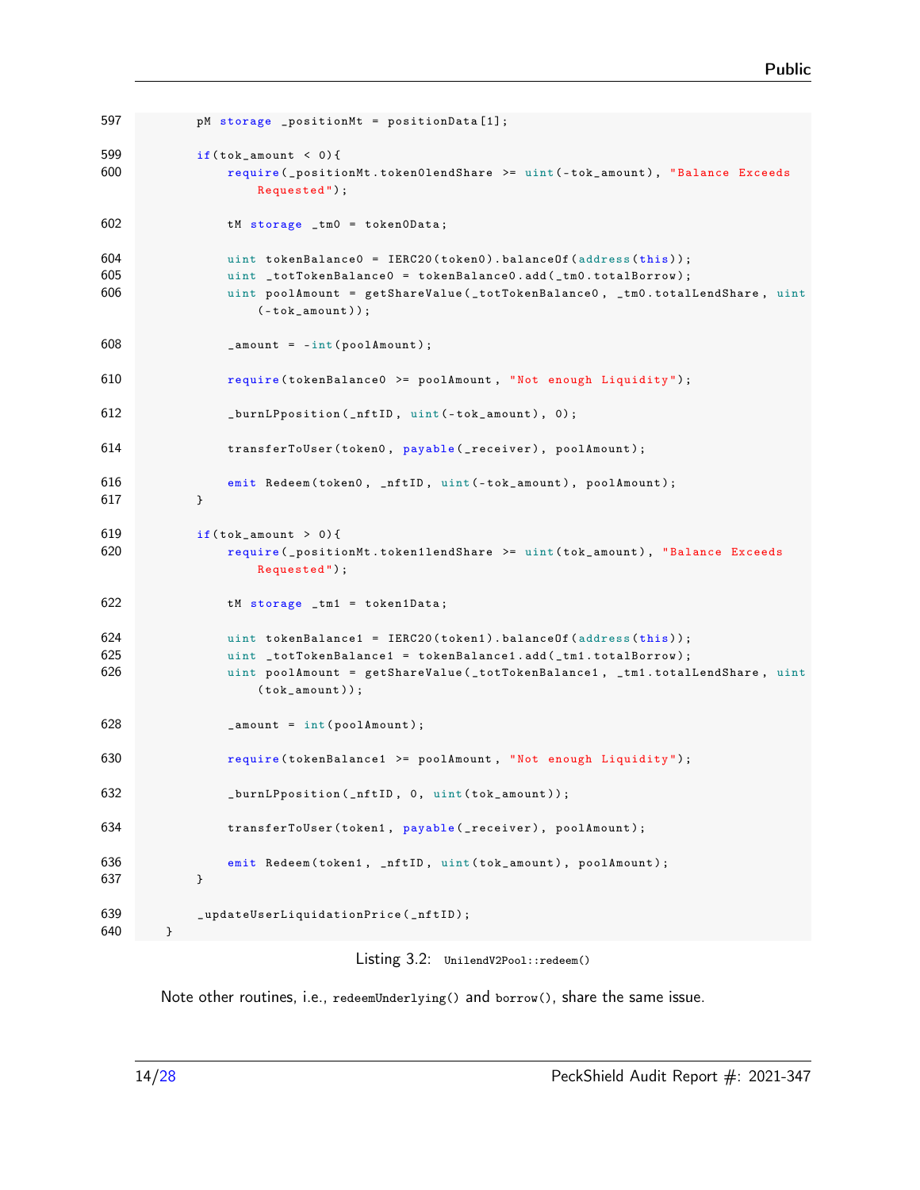```
597         pM storage _positionMt = positionData[1];

599         if(tok_amount < 0){
600             require(_positionMt.token0lendShare >= uint(-tok_amount), "Balance Exceeds
                    Requested");

602             tM storage _tm0 = token0Data;

604             uint tokenBalance0 = IERC20(token0).balanceOf(address(this));
605             uint _totTokenBalance0 = tokenBalance0.add(_tm0.totalBorrow);
606             uint poolAmount = getShareValue(_totTokenBalance0, _tm0.totalLendShare, uint
                    (-tok_amount));

608             _amount = -int(poolAmount);

610             require(tokenBalance0 >= poolAmount, "Not enough Liquidity");

612             _burnLPposition(_nftID, uint(-tok_amount), 0);

614             transferToUser(token0, payable(_receiver), poolAmount);

616             emit Redeem(token0, _nftID, uint(-tok_amount), poolAmount);
617         }

619         if(tok_amount > 0){
620             require(_positionMt.token1lendShare >= uint(tok_amount), "Balance Exceeds
                    Requested");

622             tM storage _tm1 = token1Data;

624             uint tokenBalance1 = IERC20(token1).balanceOf(address(this));
625             uint _totTokenBalance1 = tokenBalance1.add(_tm1.totalBorrow);
626             uint poolAmount = getShareValue(_totTokenBalance1, _tm1.totalLendShare, uint
                    (tok_amount));

628             _amount = int(poolAmount);

630             require(tokenBalance1 >= poolAmount, "Not enough Liquidity");

632             _burnLPposition(_nftID, 0, uint(tok_amount));

634             transferToUser(token1, payable(_receiver), poolAmount);

636             emit Redeem(token1, _nftID, uint(tok_amount), poolAmount);
637         }

639         _updateUserLiquidationPrice(_nftID);
640     }
```

Listing 3.2: `UnilendV2Pool::redeem()`

Note other routines, i.e., `redeemUnderlying()` and `borrow()`, share the same issue.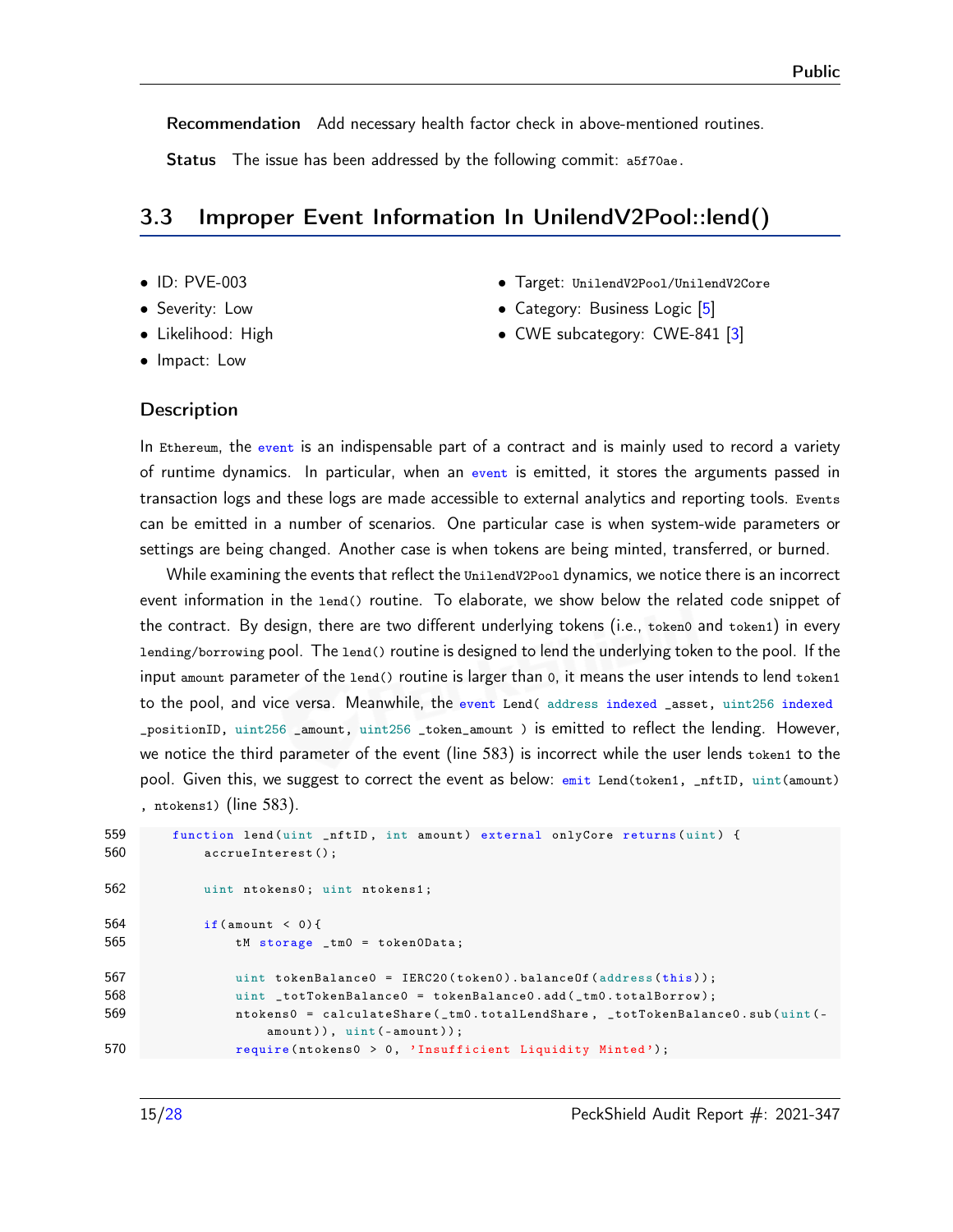**Recommendation** Add necessary health factor check in above-mentioned routines.

**Status** The issue has been addressed by the following commit: a5f70ae.

## 3.3 Improper Event Information In UnilendV2Pool::lend()

- ID: PVE-003
- Severity: Low
- Likelihood: High
- Impact: Low
- Target: UnilendV2Pool/UnilendV2Core
- Category: Business Logic [5]
- CWE subcategory: CWE-841 [3]

### Description

In Ethereum, the event is an indispensable part of a contract and is mainly used to record a variety of runtime dynamics. In particular, when an event is emitted, it stores the arguments passed in transaction logs and these logs are made accessible to external analytics and reporting tools. Events can be emitted in a number of scenarios. One particular case is when system-wide parameters or settings are being changed. Another case is when tokens are being minted, transferred, or burned.

While examining the events that reflect the UnilendV2Pool dynamics, we notice there is an incorrect event information in the lend() routine. To elaborate, we show below the related code snippet of the contract. By design, there are two different underlying tokens (i.e., token0 and token1) in every lending/borrowing pool. The lend() routine is designed to lend the underlying token to the pool. If the input amount parameter of the lend() routine is larger than 0, it means the user intends to lend token1 to the pool, and vice versa. Meanwhile, the event Lend( address indexed _asset, uint256 indexed _positionID, uint256 _amount, uint256 _token_amount ) is emitted to reflect the lending. However, we notice the third parameter of the event (line 583) is incorrect while the user lends token1 to the pool. Given this, we suggest to correct the event as below: emit Lend(token1, _nftID, uint(amount), ntokens1) (line 583).

```
559     function lend(uint _nftID, int amount) external onlyCore returns(uint) {
560         accrueInterest();

562         uint ntokens0; uint ntokens1;

564         if(amount < 0){
565             tM storage _tm0 = token0Data;

567             uint tokenBalance0 = IERC20(token0).balanceOf(address(this));
568             uint _totTokenBalance0 = tokenBalance0.add(_tm0.totalBorrow);
569             ntokens0 = calculateShare(_tm0.totalLendShare, _totTokenBalance0.sub(uint(-
                    amount)), uint(-amount));
570             require(ntokens0 > 0, 'Insufficient Liquidity Minted');
```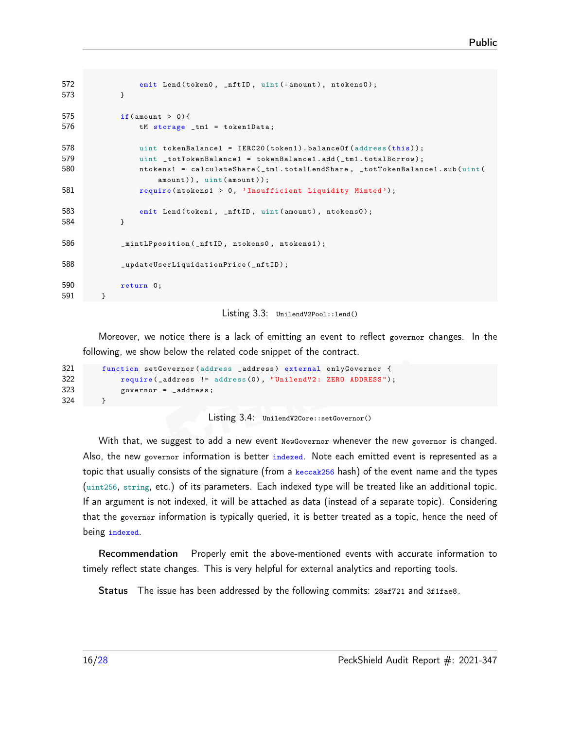```
572             emit Lend(token0, _nftID, uint(-amount), ntokens0);
573         }

575         if(amount > 0){
576             tM storage _tm1 = token1Data;

578             uint tokenBalance1 = IERC20(token1).balanceOf(address(this));
579             uint _totTokenBalance1 = tokenBalance1.add(_tm1.totalBorrow);
580             ntokens1 = calculateShare(_tm1.totalLendShare, _totTokenBalance1.sub(uint(
                    amount)), uint(amount));
581             require(ntokens1 > 0, 'Insufficient Liquidity Minted');

583             emit Lend(token1, _nftID, uint(amount), ntokens0);
584         }

586         _mintLPposition(_nftID, ntokens0, ntokens1);

588         _updateUserLiquidationPrice(_nftID);

590         return 0;
591     }
```

Listing 3.3: `UnilendV2Pool::lend()`

Moreover, we notice there is a lack of emitting an event to reflect `governor` changes. In the following, we show below the related code snippet of the contract.

```
321     function setGovernor(address _address) external onlyGovernor {
322         require(_address != address(0), "UnilendV2: ZERO ADDRESS");
323         governor = _address;
324     }
```

Listing 3.4: `UnilendV2Core::setGovernor()`

With that, we suggest to add a new event `NewGovernor` whenever the new `governor` is changed. Also, the new `governor` information is better `indexed`. Note each emitted event is represented as a topic that usually consists of the signature (from a `keccak256` hash) of the event name and the types (`uint256`, `string`, etc.) of its parameters. Each indexed type will be treated like an additional topic. If an argument is not indexed, it will be attached as data (instead of a separate topic). Considering that the `governor` information is typically queried, it is better treated as a topic, hence the need of being `indexed`.

**Recommendation** Properly emit the above-mentioned events with accurate information to timely reflect state changes. This is very helpful for external analytics and reporting tools.

**Status** The issue has been addressed by the following commits: `28af721` and `3f1fae8`.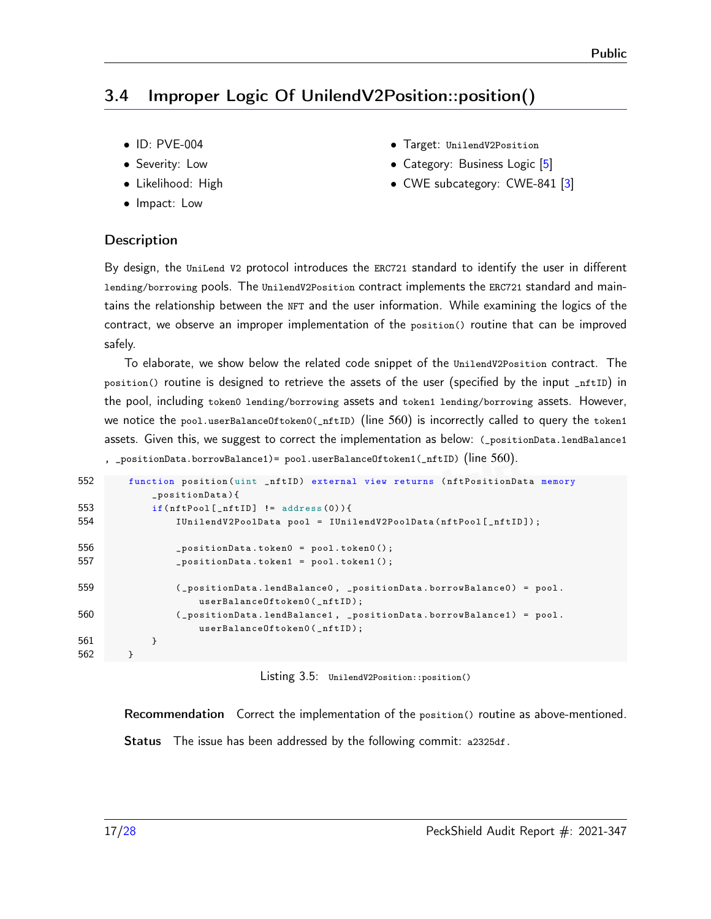## 3.4 Improper Logic Of UnilendV2Position::position()

- ID: PVE-004
- Severity: Low
- Likelihood: High
- Impact: Low
- Target: UnilendV2Position
- Category: Business Logic [5]
- CWE subcategory: CWE-841 [3]

### Description

By design, the UniLend V2 protocol introduces the ERC721 standard to identify the user in different lending/borrowing pools. The UnilendV2Position contract implements the ERC721 standard and maintains the relationship between the NFT and the user information. While examining the logics of the contract, we observe an improper implementation of the position() routine that can be improved safely.

To elaborate, we show below the related code snippet of the UnilendV2Position contract. The position() routine is designed to retrieve the assets of the user (specified by the input _nftID) in the pool, including token0 lending/borrowing assets and token1 lending/borrowing assets. However, we notice the pool.userBalanceOftoken0(_nftID) (line 560) is incorrectly called to query the token1 assets. Given this, we suggest to correct the implementation as below: (_positionData.lendBalance1 , _positionData.borrowBalance1)= pool.userBalanceOftoken1(_nftID) (line 560).

```
552     function position(uint _nftID) external view returns (nftPositionData memory
            _positionData){
553         if(nftPool[_nftID] != address(0)){
554             IUnilendV2PoolData pool = IUnilendV2PoolData(nftPool[_nftID]);

556             _positionData.token0 = pool.token0();
557             _positionData.token1 = pool.token1();

559             (_positionData.lendBalance0, _positionData.borrowBalance0) = pool.
                    userBalanceOftoken0(_nftID);
560             (_positionData.lendBalance1, _positionData.borrowBalance1) = pool.
                    userBalanceOftoken0(_nftID);
561         }
562     }
```

Listing 3.5: UnilendV2Position::position()

**Recommendation** Correct the implementation of the position() routine as above-mentioned.

**Status** The issue has been addressed by the following commit: a2325df.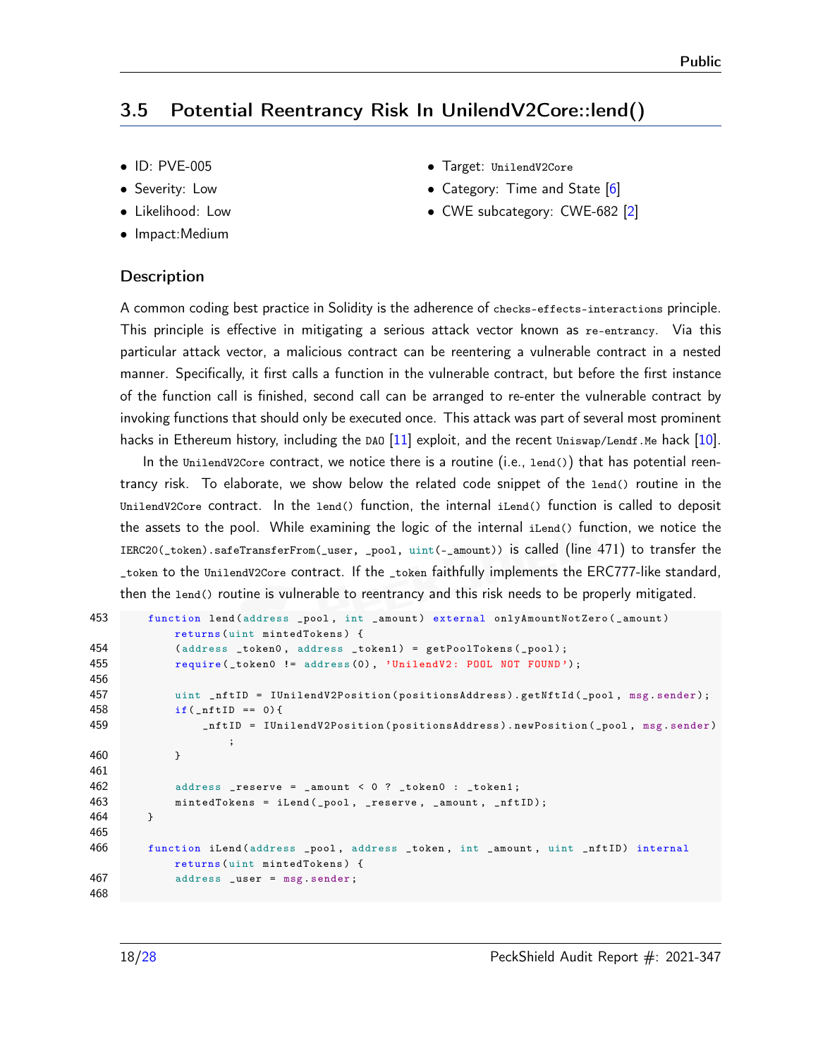## 3.5 Potential Reentrancy Risk In UnilendV2Core::lend()

- ID: PVE-005
- Severity: Low
- Likelihood: Low
- Impact:Medium
- Target: UnilendV2Core
- Category: Time and State [6]
- CWE subcategory: CWE-682 [2]

### Description

A common coding best practice in Solidity is the adherence of `checks-effects-interactions` principle. This principle is effective in mitigating a serious attack vector known as `re-entrancy`. Via this particular attack vector, a malicious contract can be reentering a vulnerable contract in a nested manner. Specifically, it first calls a function in the vulnerable contract, but before the first instance of the function call is finished, second call can be arranged to re-enter the vulnerable contract by invoking functions that should only be executed once. This attack was part of several most prominent hacks in Ethereum history, including the `DAO` [11] exploit, and the recent `Uniswap/Lendf.Me` hack [10].

In the `UnilendV2Core` contract, we notice there is a routine (i.e., `lend()`) that has potential reentrancy risk. To elaborate, we show below the related code snippet of the `lend()` routine in the `UnilendV2Core` contract. In the `lend()` function, the internal `iLend()` function is called to deposit the assets to the pool. While examining the logic of the internal `iLend()` function, we notice the `IERC20(_token).safeTransferFrom(_user, _pool, uint(-_amount))` is called (line 471) to transfer the `_token` to the `UnilendV2Core` contract. If the `_token` faithfully implements the ERC777-like standard, then the `lend()` routine is vulnerable to reentrancy and this risk needs to be properly mitigated.

```
453     function lend(address _pool, int _amount) external onlyAmountNotZero(_amount)
            returns(uint mintedTokens) {
454         (address _token0, address _token1) = getPoolTokens(_pool);
455         require(_token0 != address(0), 'UnilendV2: POOL NOT FOUND');
456
457         uint _nftID = IUnilendV2Position(positionsAddress).getNftId(_pool, msg.sender);
458         if(_nftID == 0){
459             _nftID = IUnilendV2Position(positionsAddress).newPosition(_pool, msg.sender)
                ;
460         }
461
462         address _reserve = _amount < 0 ? _token0 : _token1;
463         mintedTokens = iLend(_pool, _reserve, _amount, _nftID);
464     }
465
466     function iLend(address _pool, address _token, int _amount, uint _nftID) internal
            returns(uint mintedTokens) {
467         address _user = msg.sender;
468
```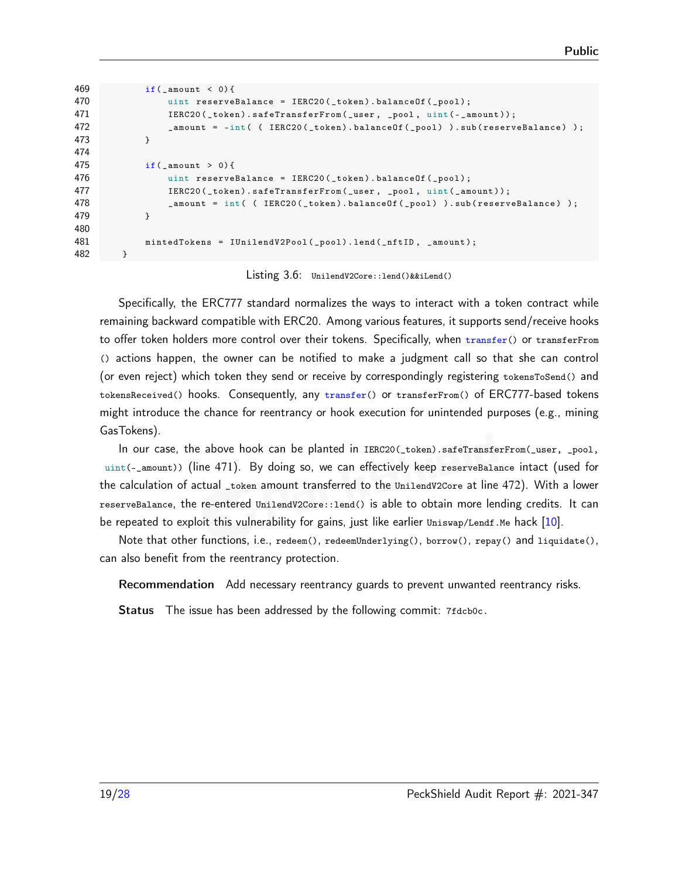```
469         if(_amount < 0){
470             uint reserveBalance = IERC20(_token).balanceOf(_pool);
471             IERC20(_token).safeTransferFrom(_user, _pool, uint(-_amount));
472             _amount = -int( ( IERC20(_token).balanceOf(_pool) ).sub(reserveBalance) );
473         }
474 
475         if(_amount > 0){
476             uint reserveBalance = IERC20(_token).balanceOf(_pool);
477             IERC20(_token).safeTransferFrom(_user, _pool, uint(_amount));
478             _amount = int( ( IERC20(_token).balanceOf(_pool) ).sub(reserveBalance) );
479         }
480 
481         mintedTokens = IUnilendV2Pool(_pool).lend(_nftID, _amount);
482     }
```

Listing 3.6: `UnilendV2Core::lend()&&iLend()`

Specifically, the ERC777 standard normalizes the ways to interact with a token contract while remaining backward compatible with ERC20. Among various features, it supports send/receive hooks to offer token holders more control over their tokens. Specifically, when `transfer()` or `transferFrom()` actions happen, the owner can be notified to make a judgment call so that she can control (or even reject) which token they send or receive by correspondingly registering `tokensToSend()` and `tokensReceived()` hooks. Consequently, any `transfer()` or `transferFrom()` of ERC777-based tokens might introduce the chance for reentrancy or hook execution for unintended purposes (e.g., mining GasTokens).

In our case, the above hook can be planted in `IERC20(_token).safeTransferFrom(_user, _pool, uint(-_amount))` (line 471). By doing so, we can effectively keep `reserveBalance` intact (used for the calculation of actual `_token` amount transferred to the `UnilendV2Core` at line 472). With a lower `reserveBalance`, the re-entered `UnilendV2Core::lend()` is able to obtain more lending credits. It can be repeated to exploit this vulnerability for gains, just like earlier `Uniswap/Lendf.Me` hack [10].

Note that other functions, i.e., `redeem()`, `redeemUnderlying()`, `borrow()`, `repay()` and `liquidate()`, can also benefit from the reentrancy protection.

**Recommendation** Add necessary reentrancy guards to prevent unwanted reentrancy risks.

**Status** The issue has been addressed by the following commit: `7fdcb0c`.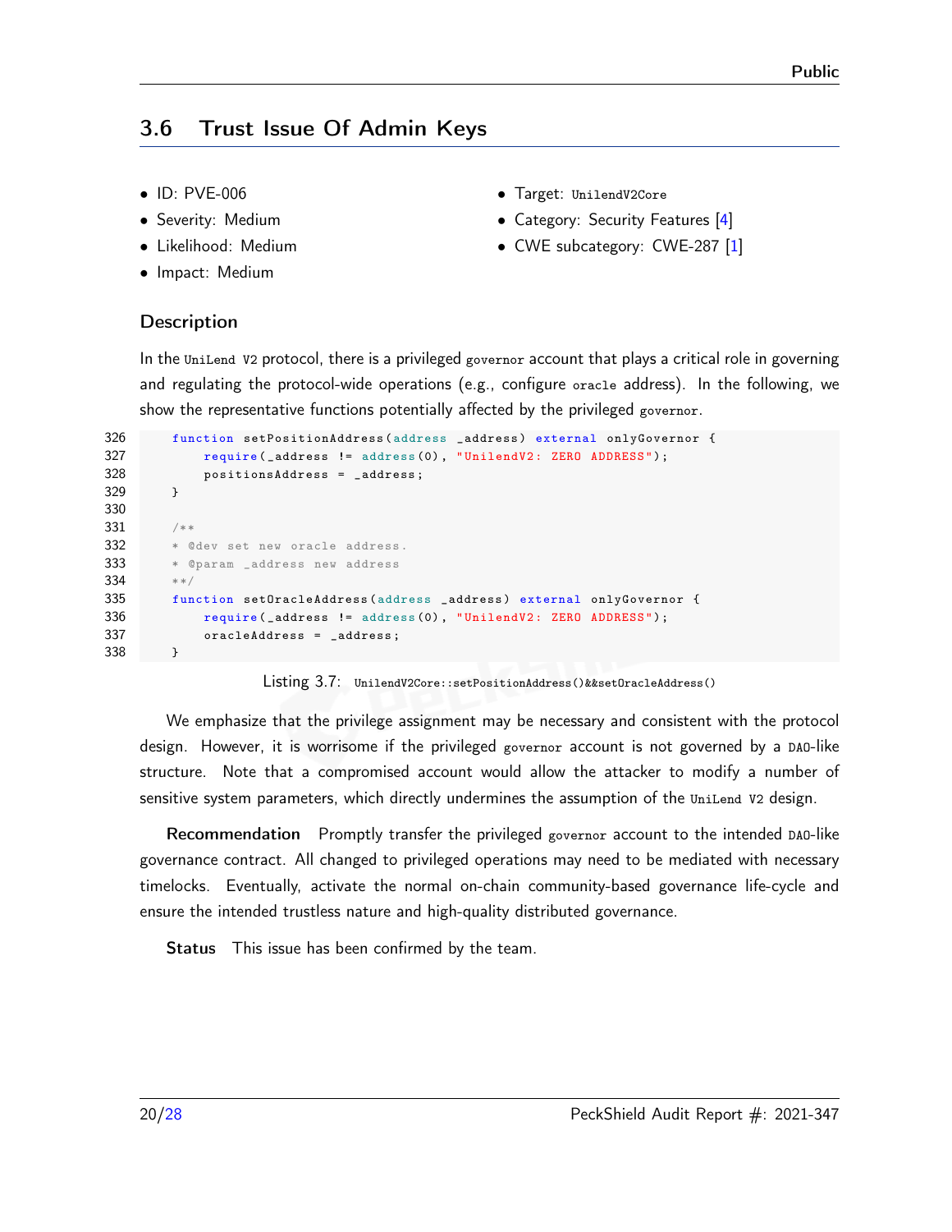## 3.6 Trust Issue Of Admin Keys

- ID: PVE-006
- Severity: Medium
- Likelihood: Medium
- Impact: Medium
- Target: UnilendV2Core
- Category: Security Features [4]
- CWE subcategory: CWE-287 [1]

### Description

In the UniLend V2 protocol, there is a privileged governor account that plays a critical role in governing and regulating the protocol-wide operations (e.g., configure oracle address). In the following, we show the representative functions potentially affected by the privileged governor.

```
326     function setPositionAddress(address _address) external onlyGovernor {
327         require(_address != address(0), "UnilendV2: ZERO ADDRESS");
328         positionsAddress = _address;
329     }
330
331     /**
332     * @dev set new oracle address.
333     * @param _address new address
334     **/
335     function setOracleAddress(address _address) external onlyGovernor {
336         require(_address != address(0), "UnilendV2: ZERO ADDRESS");
337         oracleAddress = _address;
338     }
```

Listing 3.7: UnilendV2Core::setPositionAddress()&&setOracleAddress()

We emphasize that the privilege assignment may be necessary and consistent with the protocol design. However, it is worrisome if the privileged governor account is not governed by a DAO-like structure. Note that a compromised account would allow the attacker to modify a number of sensitive system parameters, which directly undermines the assumption of the UniLend V2 design.

**Recommendation** Promptly transfer the privileged governor account to the intended DAO-like governance contract. All changed to privileged operations may need to be mediated with necessary timelocks. Eventually, activate the normal on-chain community-based governance life-cycle and ensure the intended trustless nature and high-quality distributed governance.

**Status** This issue has been confirmed by the team.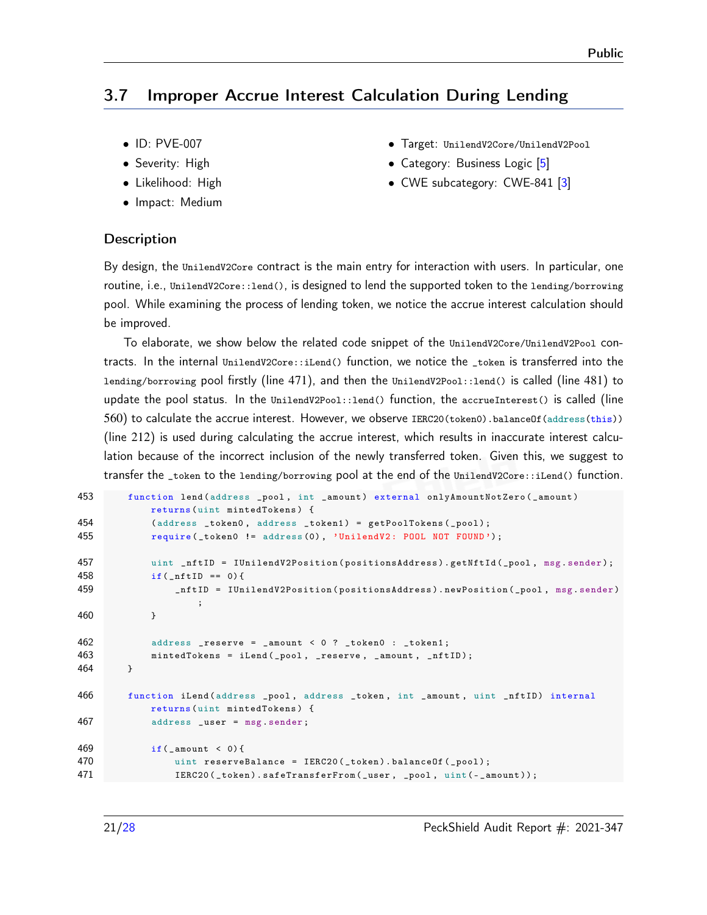## 3.7 Improper Accrue Interest Calculation During Lending

- ID: PVE-007
- Severity: High
- Likelihood: High
- Impact: Medium
- Target: UnilendV2Core/UnilendV2Pool
- Category: Business Logic [5]
- CWE subcategory: CWE-841 [3]

### Description

By design, the UnilendV2Core contract is the main entry for interaction with users. In particular, one routine, i.e., UnilendV2Core::lend(), is designed to lend the supported token to the lending/borrowing pool. While examining the process of lending token, we notice the accrue interest calculation should be improved.

To elaborate, we show below the related code snippet of the UnilendV2Core/UnilendV2Pool contracts. In the internal UnilendV2Core::iLend() function, we notice the _token is transferred into the lending/borrowing pool firstly (line 471), and then the UnilendV2Pool::lend() is called (line 481) to update the pool status. In the UnilendV2Pool::lend() function, the accrueInterest() is called (line 560) to calculate the accrue interest. However, we observe IERC20(token0).balanceOf(address(this)) (line 212) is used during calculating the accrue interest, which results in inaccurate interest calculation because of the incorrect inclusion of the newly transferred token. Given this, we suggest to transfer the _token to the lending/borrowing pool at the end of the UnilendV2Core::iLend() function.

```
453     function lend(address _pool, int _amount) external onlyAmountNotZero(_amount)
            returns(uint mintedTokens) {
454         (address _token0, address _token1) = getPoolTokens(_pool);
455         require(_token0 != address(0), 'UnilendV2: POOL NOT FOUND');

457         uint _nftID = IUnilendV2Position(positionsAddress).getNftId(_pool, msg.sender);
458         if(_nftID == 0){
459             _nftID = IUnilendV2Position(positionsAddress).newPosition(_pool, msg.sender)
                    ;
460         }

462         address _reserve = _amount < 0 ? _token0 : _token1;
463         mintedTokens = iLend(_pool, _reserve, _amount, _nftID);
464     }

466     function iLend(address _pool, address _token, int _amount, uint _nftID) internal
            returns(uint mintedTokens) {
467         address _user = msg.sender;

469         if(_amount < 0){
470             uint reserveBalance = IERC20(_token).balanceOf(_pool);
471             IERC20(_token).safeTransferFrom(_user, _pool, uint(-_amount));
```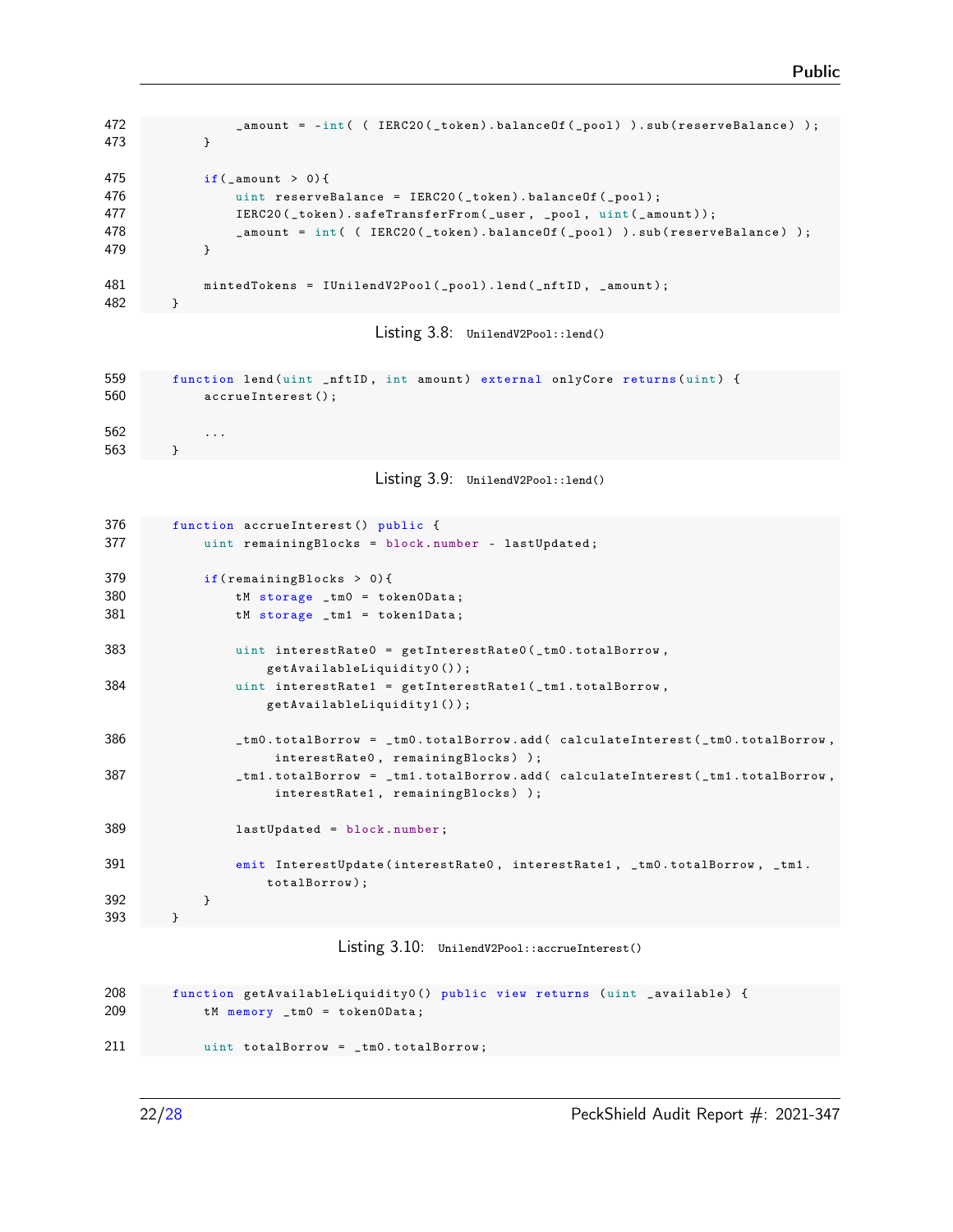```
472            _amount = -int( ( IERC20(_token).balanceOf(_pool) ).sub(reserveBalance) );
473        }

475        if(_amount > 0){
476            uint reserveBalance = IERC20(_token).balanceOf(_pool);
477            IERC20(_token).safeTransferFrom(_user, _pool, uint(_amount));
478            _amount = int( ( IERC20(_token).balanceOf(_pool) ).sub(reserveBalance) );
479        }

481        mintedTokens = IUnilendV2Pool(_pool).lend(_nftID, _amount);
482    }
```

Listing 3.8: `UnilendV2Pool::lend()`

```
559    function lend(uint _nftID, int amount) external onlyCore returns(uint) {
560        accrueInterest();

562        ...
563    }
```

Listing 3.9: `UnilendV2Pool::lend()`

```
376    function accrueInterest() public {
377        uint remainingBlocks = block.number - lastUpdated;

379        if(remainingBlocks > 0){
380            tM storage _tm0 = token0Data;
381            tM storage _tm1 = token1Data;

383            uint interestRate0 = getInterestRate0(_tm0.totalBorrow,
                   getAvailableLiquidity0());
384            uint interestRate1 = getInterestRate1(_tm1.totalBorrow,
                   getAvailableLiquidity1());

386            _tm0.totalBorrow = _tm0.totalBorrow.add( calculateInterest(_tm0.totalBorrow,
                    interestRate0, remainingBlocks) );
387            _tm1.totalBorrow = _tm1.totalBorrow.add( calculateInterest(_tm1.totalBorrow,
                    interestRate1, remainingBlocks) );

389            lastUpdated = block.number;

391            emit InterestUpdate(interestRate0, interestRate1, _tm0.totalBorrow, _tm1.
                   totalBorrow);
392        }
393    }
```

Listing 3.10: `UnilendV2Pool::accrueInterest()`

```
208    function getAvailableLiquidity0() public view returns (uint _available) {
209        tM memory _tm0 = token0Data;

211        uint totalBorrow = _tm0.totalBorrow;
```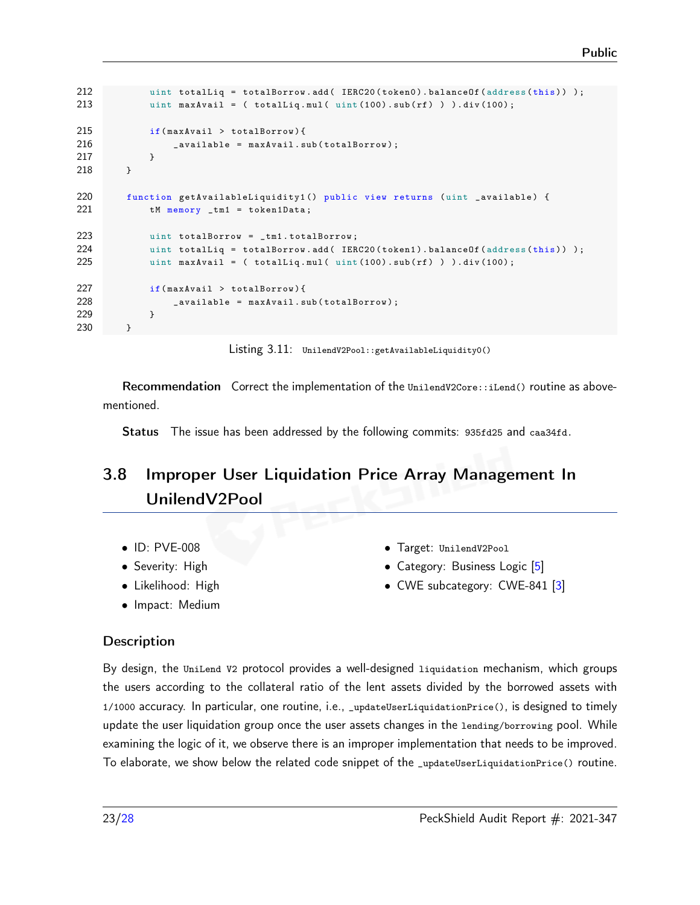```
212         uint totalLiq = totalBorrow.add( IERC20(token0).balanceOf(address(this)) );
213         uint maxAvail = ( totalLiq.mul( uint(100).sub(rf) ) ).div(100);

215         if(maxAvail > totalBorrow){
216             _available = maxAvail.sub(totalBorrow);
217         }
218     }

220     function getAvailableLiquidity1() public view returns (uint _available) {
221         tM memory _tm1 = token1Data;

223         uint totalBorrow = _tm1.totalBorrow;
224         uint totalLiq = totalBorrow.add( IERC20(token1).balanceOf(address(this)) );
225         uint maxAvail = ( totalLiq.mul( uint(100).sub(rf) ) ).div(100);

227         if(maxAvail > totalBorrow){
228             _available = maxAvail.sub(totalBorrow);
229         }
230     }
```

Listing 3.11: `UnilendV2Pool::getAvailableLiquidity0()`

**Recommendation** Correct the implementation of the `UnilendV2Core::iLend()` routine as above-mentioned.

**Status** The issue has been addressed by the following commits: `935fd25` and `caa34fd`.

## 3.8 Improper User Liquidation Price Array Management In UnilendV2Pool

- ID: PVE-008
- Severity: High
- Likelihood: High
- Impact: Medium
- Target: `UnilendV2Pool`
- Category: Business Logic [5]
- CWE subcategory: CWE-841 [3]

### Description

By design, the `UniLend V2` protocol provides a well-designed `liquidation` mechanism, which groups the users according to the collateral ratio of the lent assets divided by the borrowed assets with `1/1000` accuracy. In particular, one routine, i.e., `_updateUserLiquidationPrice()`, is designed to timely update the user liquidation group once the user assets changes in the `lending/borrowing` pool. While examining the logic of it, we observe there is an improper implementation that needs to be improved. To elaborate, we show below the related code snippet of the `_updateUserLiquidationPrice()` routine.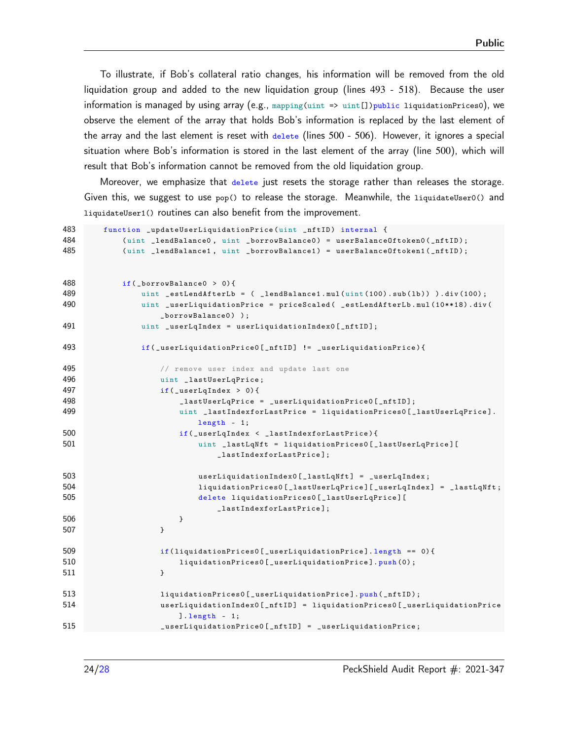To illustrate, if Bob's collateral ratio changes, his information will be removed from the old liquidation group and added to the new liquidation group (lines 493 - 518). Because the user information is managed by using array (e.g., `mapping(uint => uint[])public liquidationPrices0`), we observe the element of the array that holds Bob's information is replaced by the last element of the array and the last element is reset with `delete` (lines 500 - 506). However, it ignores a special situation where Bob's information is stored in the last element of the array (line 500), which will result that Bob's information cannot be removed from the old liquidation group.

Moreover, we emphasize that `delete` just resets the storage rather than releases the storage. Given this, we suggest to use `pop()` to release the storage. Meanwhile, the `liquidateUser0()` and `liquidateUser1()` routines can also benefit from the improvement.

```
483     function _updateUserLiquidationPrice(uint _nftID) internal {
484         (uint _lendBalance0, uint _borrowBalance0) = userBalanceOftoken0(_nftID);
485         (uint _lendBalance1, uint _borrowBalance1) = userBalanceOftoken1(_nftID);


488         if(_borrowBalance0 > 0){
489             uint _estLendAfterLb = ( _lendBalance1.mul(uint(100).sub(lb)) ).div(100);
490             uint _userLiquidationPrice = priceScaled( _estLendAfterLb.mul(10**18).div(
                    _borrowBalance0) );
491             uint _userLqIndex = userLiquidationIndex0[_nftID];

493             if(_userLiquidationPrice0[_nftID] != _userLiquidationPrice){

495                 // remove user index and update last one
496                 uint _lastUserLqPrice;
497                 if(_userLqIndex > 0){
498                     _lastUserLqPrice = _userLiquidationPrice0[_nftID];
499                     uint _lastIndexforLastPrice = liquidationPrices0[_lastUserLqPrice].
                            length - 1;
500                     if(_userLqIndex < _lastIndexforLastPrice){
501                         uint _lastLqNft = liquidationPrices0[_lastUserLqPrice][
                                _lastIndexforLastPrice];

503                         userLiquidationIndex0[_lastLqNft] = _userLqIndex;
504                         liquidationPrices0[_lastUserLqPrice][_userLqIndex] = _lastLqNft;
505                         delete liquidationPrices0[_lastUserLqPrice][
                                _lastIndexforLastPrice];
506                     }
507                 }

509                 if(liquidationPrices0[_userLiquidationPrice].length == 0){
510                     liquidationPrices0[_userLiquidationPrice].push(0);
511                 }

513                 liquidationPrices0[_userLiquidationPrice].push(_nftID);
514                 userLiquidationIndex0[_nftID] = liquidationPrices0[_userLiquidationPrice
                        ].length - 1;
515                 _userLiquidationPrice0[_nftID] = _userLiquidationPrice;
```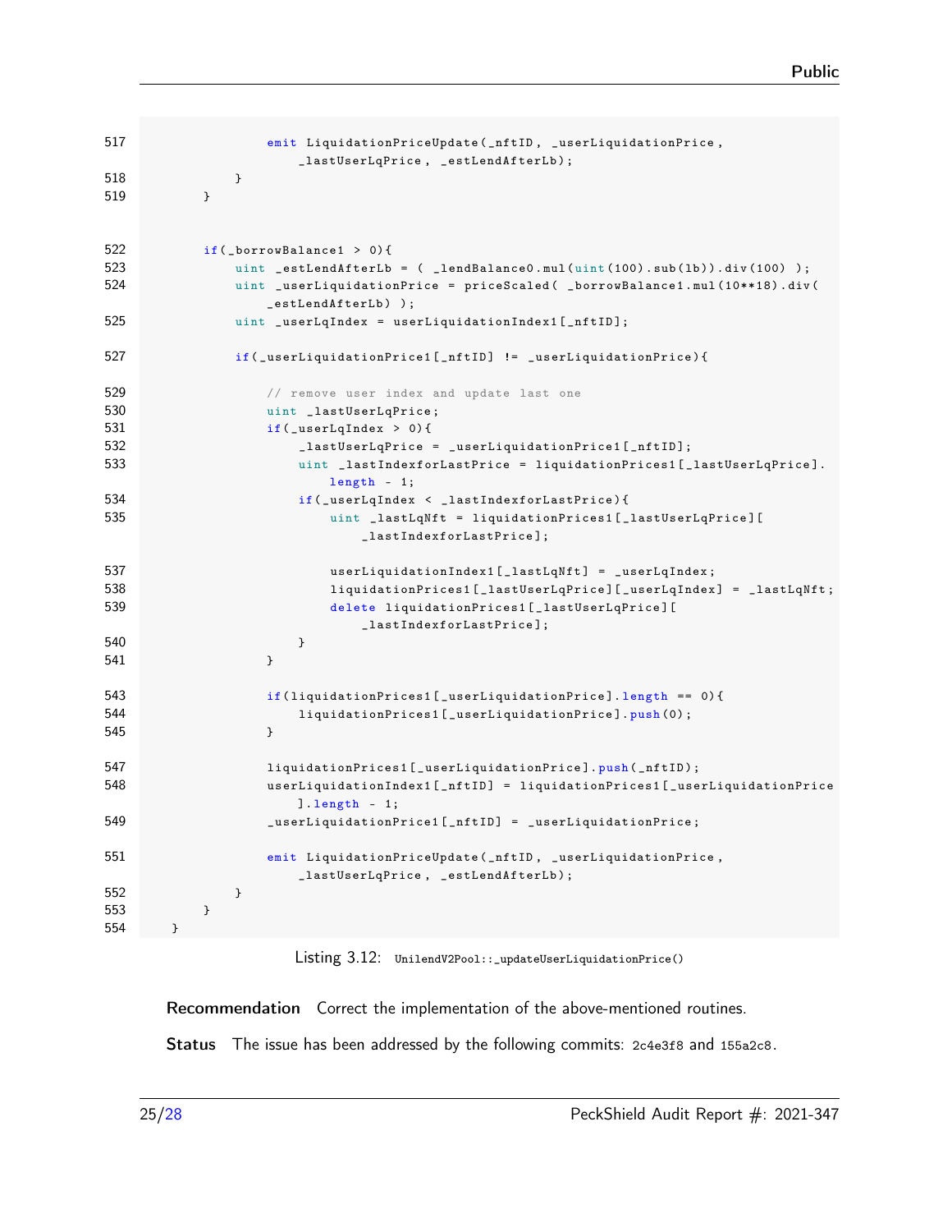```
517                 emit LiquidationPriceUpdate(_nftID, _userLiquidationPrice,
                        _lastUserLqPrice, _estLendAfterLb);
518             }
519         }


522         if(_borrowBalance1 > 0){
523             uint _estLendAfterLb = ( _lendBalance0.mul(uint(100).sub(lb)).div(100) );
524             uint _userLiquidationPrice = priceScaled( _borrowBalance1.mul(10**18).div(
                    _estLendAfterLb) );
525             uint _userLqIndex = userLiquidationIndex1[_nftID];

527             if(_userLiquidationPrice1[_nftID] != _userLiquidationPrice){

529                 // remove user index and update last one
530                 uint _lastUserLqPrice;
531                 if(_userLqIndex > 0){
532                     _lastUserLqPrice = _userLiquidationPrice1[_nftID];
533                     uint _lastIndexforLastPrice = liquidationPrices1[_lastUserLqPrice].
                            length - 1;
534                     if(_userLqIndex < _lastIndexforLastPrice){
535                         uint _lastLqNft = liquidationPrices1[_lastUserLqPrice][
                                _lastIndexforLastPrice];

537                         userLiquidationIndex1[_lastLqNft] = _userLqIndex;
538                         liquidationPrices1[_lastUserLqPrice][_userLqIndex] = _lastLqNft;
539                         delete liquidationPrices1[_lastUserLqPrice][
                                _lastIndexforLastPrice];
540                     }
541                 }

543                 if(liquidationPrices1[_userLiquidationPrice].length == 0){
544                     liquidationPrices1[_userLiquidationPrice].push(0);
545                 }

547                 liquidationPrices1[_userLiquidationPrice].push(_nftID);
548                 userLiquidationIndex1[_nftID] = liquidationPrices1[_userLiquidationPrice
                        ].length - 1;
549                 _userLiquidationPrice1[_nftID] = _userLiquidationPrice;

551                 emit LiquidationPriceUpdate(_nftID, _userLiquidationPrice,
                        _lastUserLqPrice, _estLendAfterLb);
552             }
553         }
554     }
```

Listing 3.12: `UnilendV2Pool::_updateUserLiquidationPrice()`

**Recommendation** Correct the implementation of the above-mentioned routines.

**Status** The issue has been addressed by the following commits: `2c4e3f8` and `155a2c8`.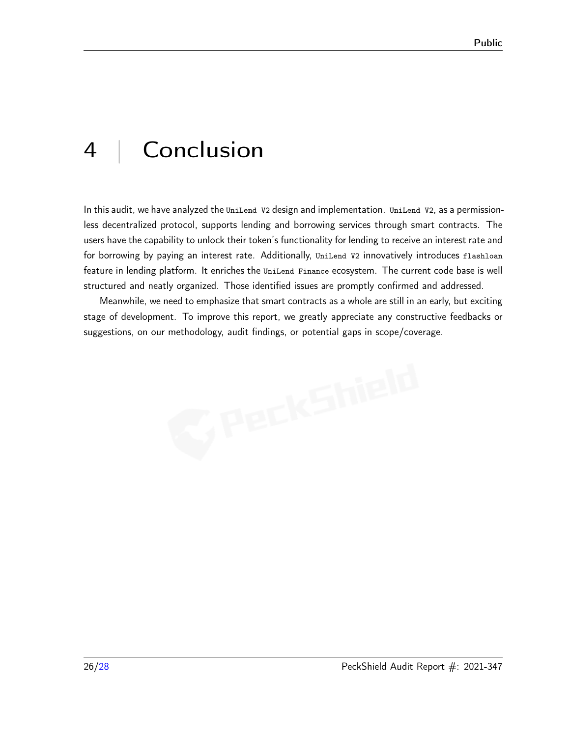# 4 | Conclusion

In this audit, we have analyzed the `UniLend V2` design and implementation. `UniLend V2`, as a permissionless decentralized protocol, supports lending and borrowing services through smart contracts. The users have the capability to unlock their token's functionality for lending to receive an interest rate and for borrowing by paying an interest rate. Additionally, `UniLend V2` innovatively introduces `flashloan` feature in lending platform. It enriches the `UniLend Finance` ecosystem. The current code base is well structured and neatly organized. Those identified issues are promptly confirmed and addressed.

Meanwhile, we need to emphasize that smart contracts as a whole are still in an early, but exciting stage of development. To improve this report, we greatly appreciate any constructive feedbacks or suggestions, on our methodology, audit findings, or potential gaps in scope/coverage.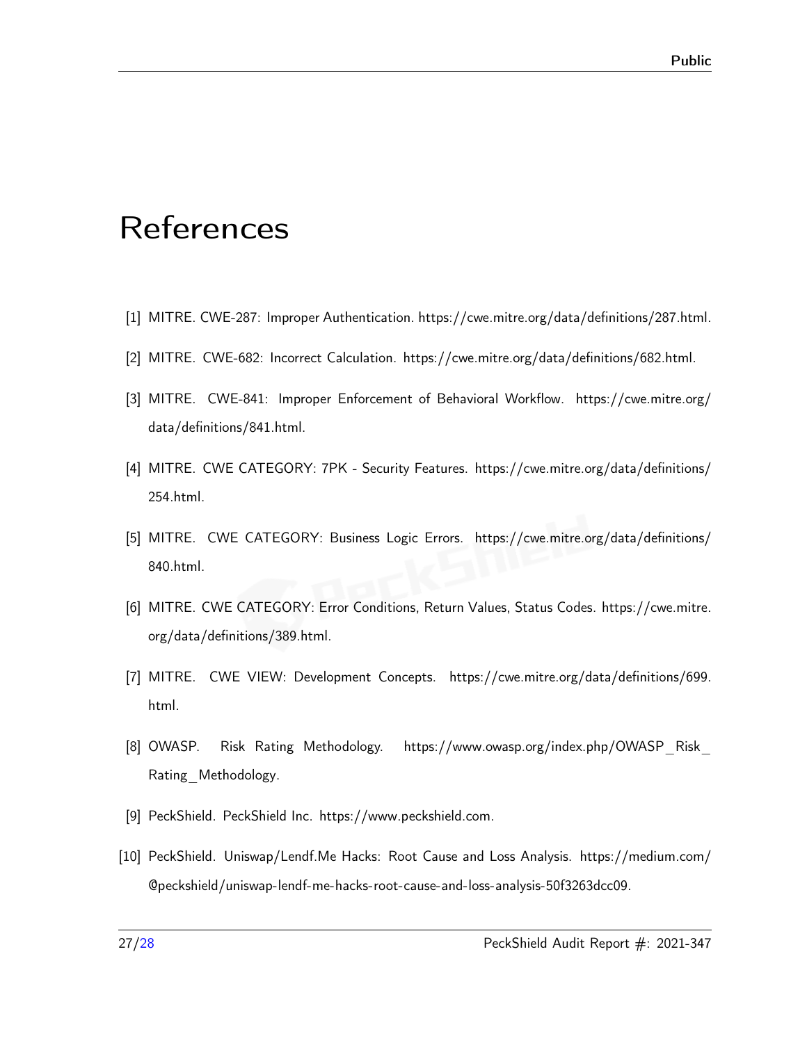# References

[1] MITRE. CWE-287: Improper Authentication. https://cwe.mitre.org/data/definitions/287.html.

[2] MITRE. CWE-682: Incorrect Calculation. https://cwe.mitre.org/data/definitions/682.html.

[3] MITRE. CWE-841: Improper Enforcement of Behavioral Workflow. https://cwe.mitre.org/data/definitions/841.html.

[4] MITRE. CWE CATEGORY: 7PK - Security Features. https://cwe.mitre.org/data/definitions/254.html.

[5] MITRE. CWE CATEGORY: Business Logic Errors. https://cwe.mitre.org/data/definitions/840.html.

[6] MITRE. CWE CATEGORY: Error Conditions, Return Values, Status Codes. https://cwe.mitre.org/data/definitions/389.html.

[7] MITRE. CWE VIEW: Development Concepts. https://cwe.mitre.org/data/definitions/699.html.

[8] OWASP. Risk Rating Methodology. https://www.owasp.org/index.php/OWASP_Risk_Rating_Methodology.

[9] PeckShield. PeckShield Inc. https://www.peckshield.com.

[10] PeckShield. Uniswap/Lendf.Me Hacks: Root Cause and Loss Analysis. https://medium.com/@peckshield/uniswap-lendf-me-hacks-root-cause-and-loss-analysis-50f3263dcc09.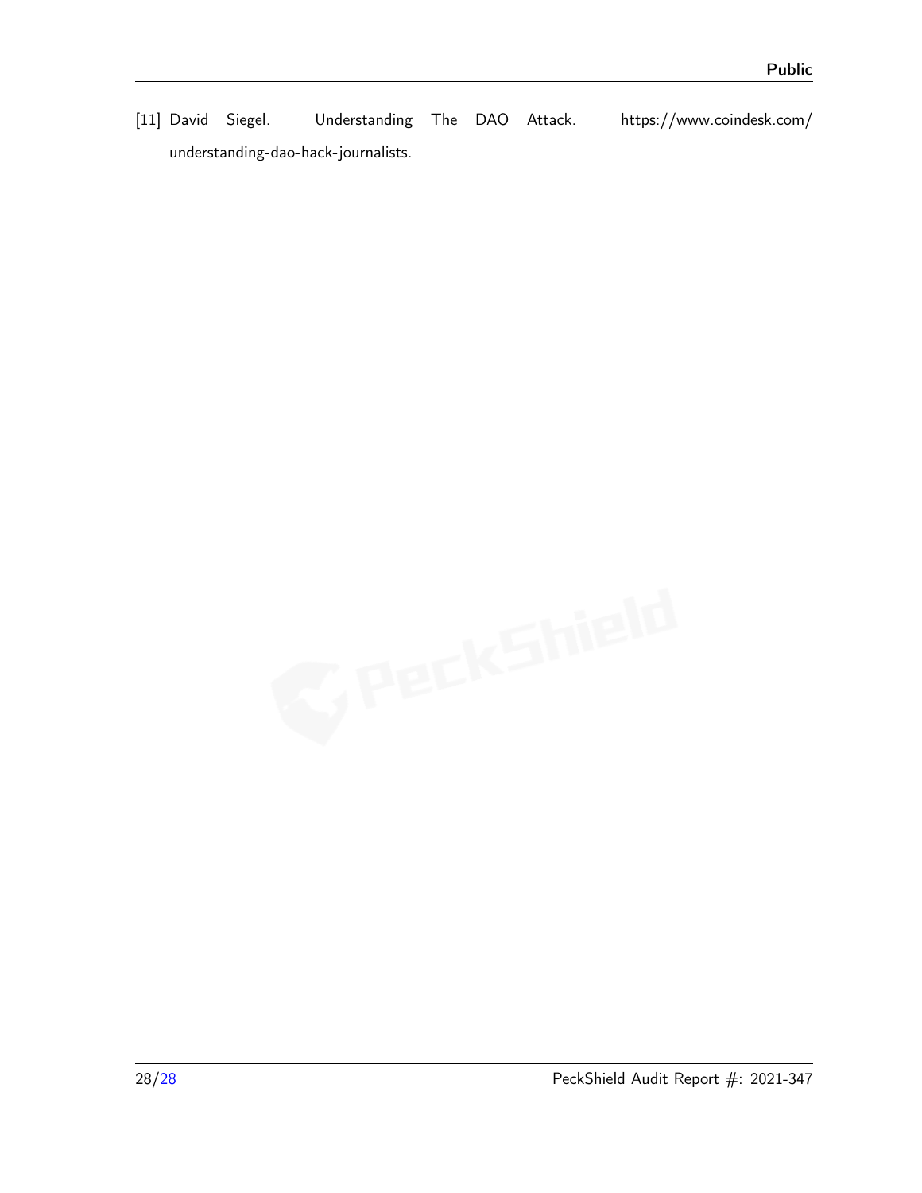[11] David Siegel. Understanding The DAO Attack. https://www.coindesk.com/understanding-dao-hack-journalists.